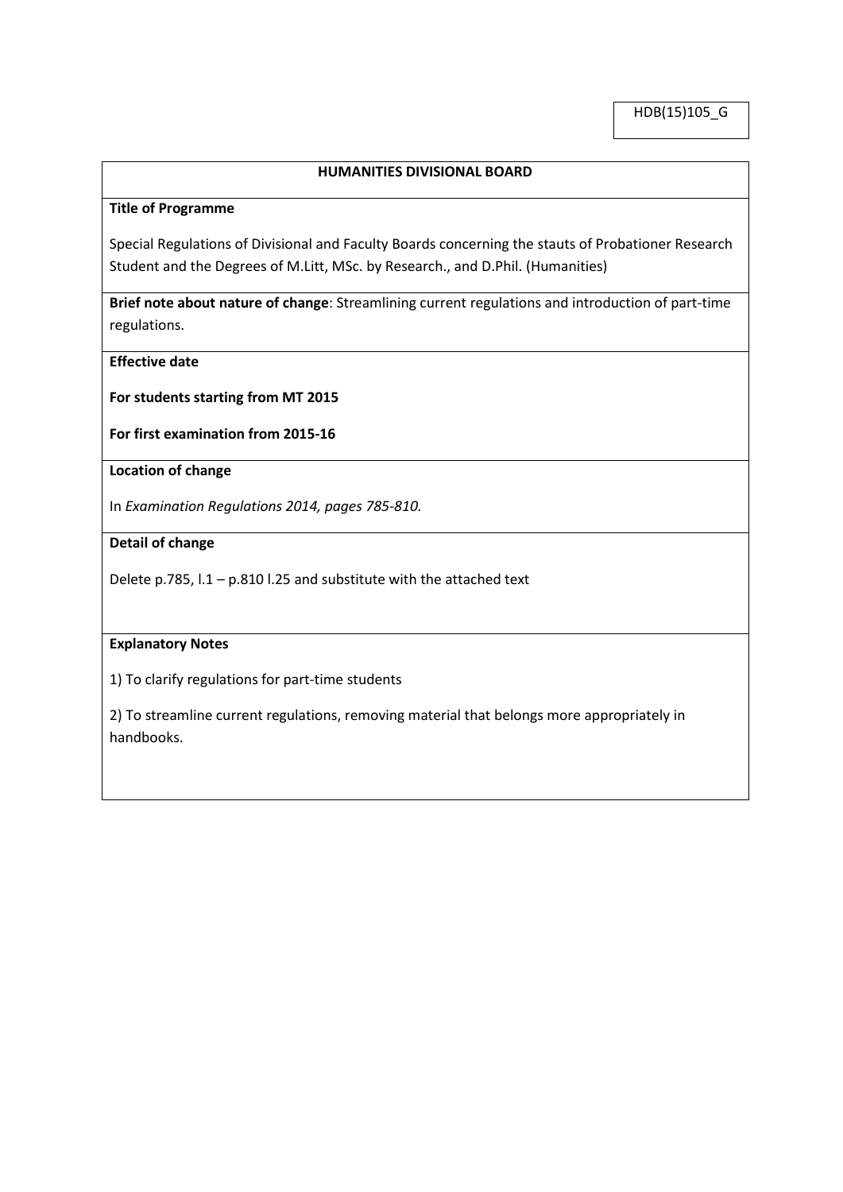HDB(15)105_G

## HUMANITIES DIVISIONAL BOARD

**Title of Programme**

Special Regulations of Divisional and Faculty Boards concerning the stauts of Probationer Research Student and the Degrees of M.Litt, MSc. by Research., and D.Phil. (Humanities)

**Brief note about nature of change**: Streamlining current regulations and introduction of part-time regulations.

**Effective date**

**For students starting from MT 2015**

**For first examination from 2015-16**

**Location of change**

In *Examination Regulations 2014, pages 785-810.*

**Detail of change**

Delete p.785, l.1 – p.810 l.25 and substitute with the attached text

**Explanatory Notes**

1) To clarify regulations for part-time students

2) To streamline current regulations, removing material that belongs more appropriately in handbooks.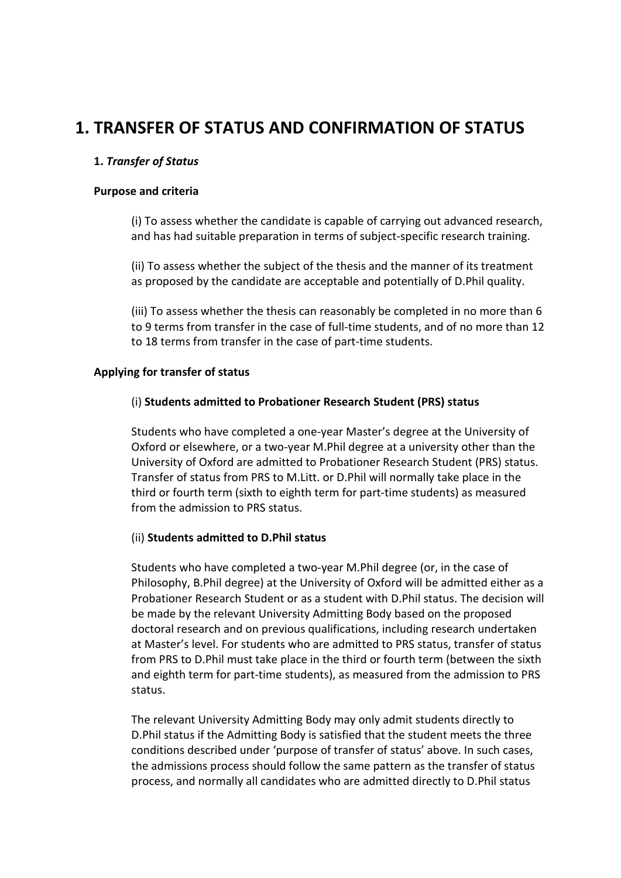# 1. TRANSFER OF STATUS AND CONFIRMATION OF STATUS

## 1. *Transfer of Status*

**Purpose and criteria**

(i) To assess whether the candidate is capable of carrying out advanced research, and has had suitable preparation in terms of subject-specific research training.

(ii) To assess whether the subject of the thesis and the manner of its treatment as proposed by the candidate are acceptable and potentially of D.Phil quality.

(iii) To assess whether the thesis can reasonably be completed in no more than 6 to 9 terms from transfer in the case of full-time students, and of no more than 12 to 18 terms from transfer in the case of part-time students.

**Applying for transfer of status**

(i) **Students admitted to Probationer Research Student (PRS) status**

Students who have completed a one-year Master's degree at the University of Oxford or elsewhere, or a two-year M.Phil degree at a university other than the University of Oxford are admitted to Probationer Research Student (PRS) status. Transfer of status from PRS to M.Litt. or D.Phil will normally take place in the third or fourth term (sixth to eighth term for part-time students) as measured from the admission to PRS status.

(ii) **Students admitted to D.Phil status**

Students who have completed a two-year M.Phil degree (or, in the case of Philosophy, B.Phil degree) at the University of Oxford will be admitted either as a Probationer Research Student or as a student with D.Phil status. The decision will be made by the relevant University Admitting Body based on the proposed doctoral research and on previous qualifications, including research undertaken at Master's level. For students who are admitted to PRS status, transfer of status from PRS to D.Phil must take place in the third or fourth term (between the sixth and eighth term for part-time students), as measured from the admission to PRS status.

The relevant University Admitting Body may only admit students directly to D.Phil status if the Admitting Body is satisfied that the student meets the three conditions described under 'purpose of transfer of status' above. In such cases, the admissions process should follow the same pattern as the transfer of status process, and normally all candidates who are admitted directly to D.Phil status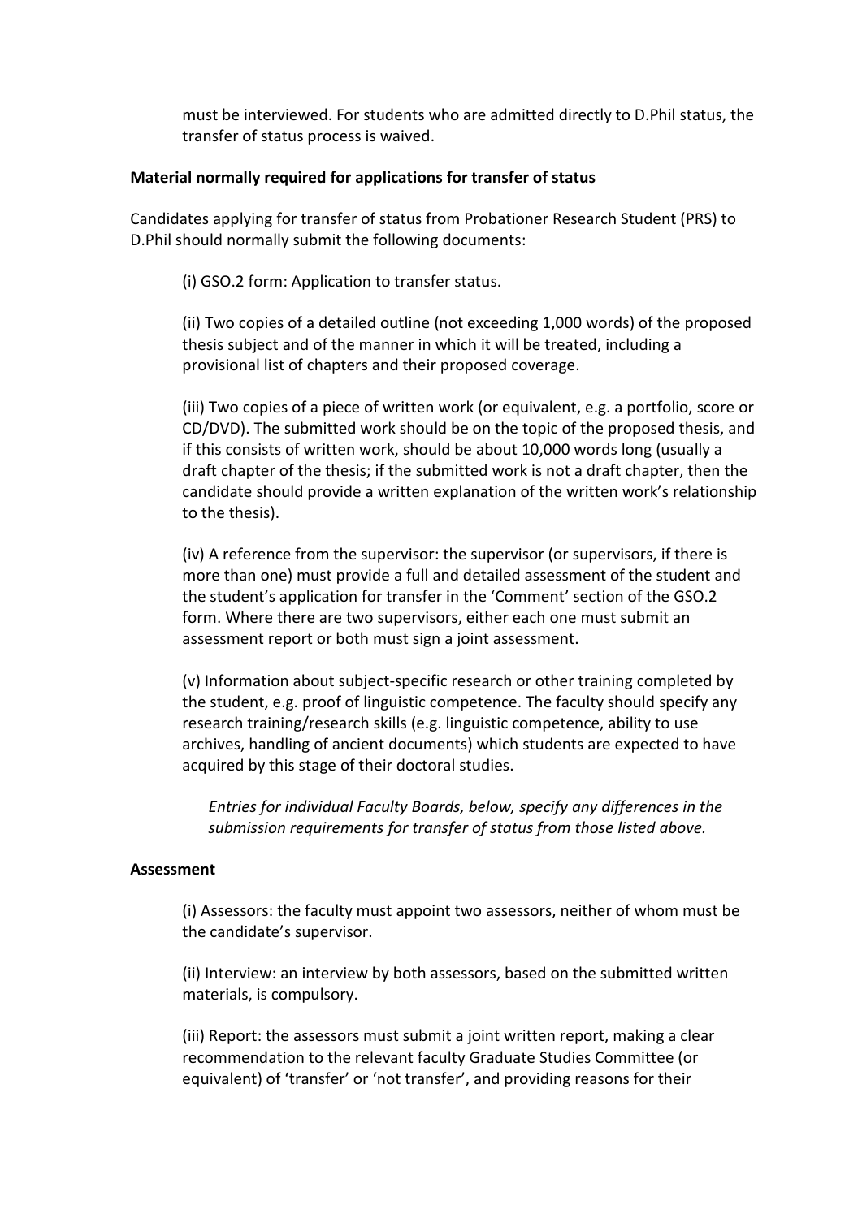must be interviewed. For students who are admitted directly to D.Phil status, the transfer of status process is waived.

**Material normally required for applications for transfer of status**

Candidates applying for transfer of status from Probationer Research Student (PRS) to D.Phil should normally submit the following documents:

(i) GSO.2 form: Application to transfer status.

(ii) Two copies of a detailed outline (not exceeding 1,000 words) of the proposed thesis subject and of the manner in which it will be treated, including a provisional list of chapters and their proposed coverage.

(iii) Two copies of a piece of written work (or equivalent, e.g. a portfolio, score or CD/DVD). The submitted work should be on the topic of the proposed thesis, and if this consists of written work, should be about 10,000 words long (usually a draft chapter of the thesis; if the submitted work is not a draft chapter, then the candidate should provide a written explanation of the written work's relationship to the thesis).

(iv) A reference from the supervisor: the supervisor (or supervisors, if there is more than one) must provide a full and detailed assessment of the student and the student's application for transfer in the 'Comment' section of the GSO.2 form. Where there are two supervisors, either each one must submit an assessment report or both must sign a joint assessment.

(v) Information about subject-specific research or other training completed by the student, e.g. proof of linguistic competence. The faculty should specify any research training/research skills (e.g. linguistic competence, ability to use archives, handling of ancient documents) which students are expected to have acquired by this stage of their doctoral studies.

*Entries for individual Faculty Boards, below, specify any differences in the submission requirements for transfer of status from those listed above.*

**Assessment**

(i) Assessors: the faculty must appoint two assessors, neither of whom must be the candidate's supervisor.

(ii) Interview: an interview by both assessors, based on the submitted written materials, is compulsory.

(iii) Report: the assessors must submit a joint written report, making a clear recommendation to the relevant faculty Graduate Studies Committee (or equivalent) of 'transfer' or 'not transfer', and providing reasons for their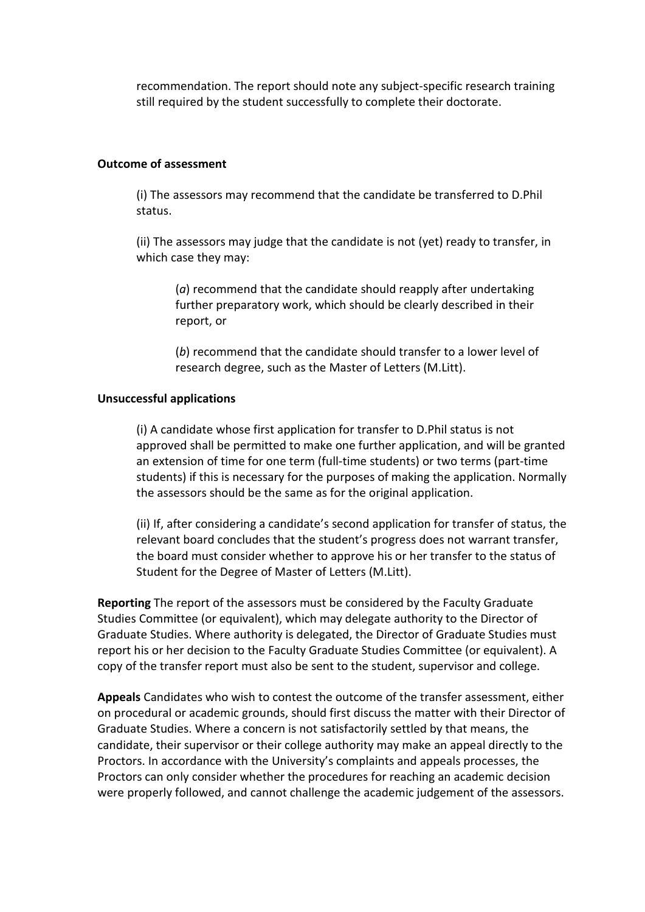recommendation. The report should note any subject-specific research training still required by the student successfully to complete their doctorate.

**Outcome of assessment**

(i) The assessors may recommend that the candidate be transferred to D.Phil status.

(ii) The assessors may judge that the candidate is not (yet) ready to transfer, in which case they may:

(*a*) recommend that the candidate should reapply after undertaking further preparatory work, which should be clearly described in their report, or

(*b*) recommend that the candidate should transfer to a lower level of research degree, such as the Master of Letters (M.Litt).

**Unsuccessful applications**

(i) A candidate whose first application for transfer to D.Phil status is not approved shall be permitted to make one further application, and will be granted an extension of time for one term (full-time students) or two terms (part-time students) if this is necessary for the purposes of making the application. Normally the assessors should be the same as for the original application.

(ii) If, after considering a candidate's second application for transfer of status, the relevant board concludes that the student's progress does not warrant transfer, the board must consider whether to approve his or her transfer to the status of Student for the Degree of Master of Letters (M.Litt).

**Reporting** The report of the assessors must be considered by the Faculty Graduate Studies Committee (or equivalent), which may delegate authority to the Director of Graduate Studies. Where authority is delegated, the Director of Graduate Studies must report his or her decision to the Faculty Graduate Studies Committee (or equivalent). A copy of the transfer report must also be sent to the student, supervisor and college.

**Appeals** Candidates who wish to contest the outcome of the transfer assessment, either on procedural or academic grounds, should first discuss the matter with their Director of Graduate Studies. Where a concern is not satisfactorily settled by that means, the candidate, their supervisor or their college authority may make an appeal directly to the Proctors. In accordance with the University's complaints and appeals processes, the Proctors can only consider whether the procedures for reaching an academic decision were properly followed, and cannot challenge the academic judgement of the assessors.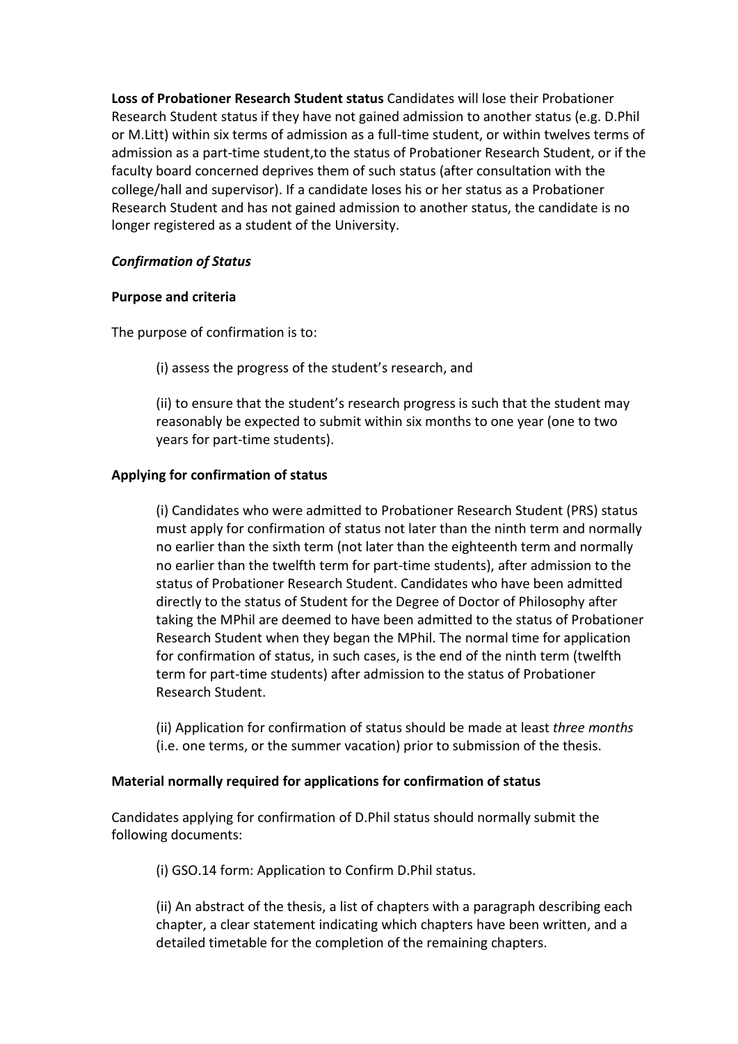**Loss of Probationer Research Student status** Candidates will lose their Probationer Research Student status if they have not gained admission to another status (e.g. D.Phil or M.Litt) within six terms of admission as a full-time student, or within twelves terms of admission as a part-time student,to the status of Probationer Research Student, or if the faculty board concerned deprives them of such status (after consultation with the college/hall and supervisor). If a candidate loses his or her status as a Probationer Research Student and has not gained admission to another status, the candidate is no longer registered as a student of the University.

***Confirmation of Status***

**Purpose and criteria**

The purpose of confirmation is to:

(i) assess the progress of the student's research, and

(ii) to ensure that the student's research progress is such that the student may reasonably be expected to submit within six months to one year (one to two years for part-time students).

**Applying for confirmation of status**

(i) Candidates who were admitted to Probationer Research Student (PRS) status must apply for confirmation of status not later than the ninth term and normally no earlier than the sixth term (not later than the eighteenth term and normally no earlier than the twelfth term for part-time students), after admission to the status of Probationer Research Student. Candidates who have been admitted directly to the status of Student for the Degree of Doctor of Philosophy after taking the MPhil are deemed to have been admitted to the status of Probationer Research Student when they began the MPhil. The normal time for application for confirmation of status, in such cases, is the end of the ninth term (twelfth term for part-time students) after admission to the status of Probationer Research Student.

(ii) Application for confirmation of status should be made at least *three months* (i.e. one terms, or the summer vacation) prior to submission of the thesis.

**Material normally required for applications for confirmation of status**

Candidates applying for confirmation of D.Phil status should normally submit the following documents:

(i) GSO.14 form: Application to Confirm D.Phil status.

(ii) An abstract of the thesis, a list of chapters with a paragraph describing each chapter, a clear statement indicating which chapters have been written, and a detailed timetable for the completion of the remaining chapters.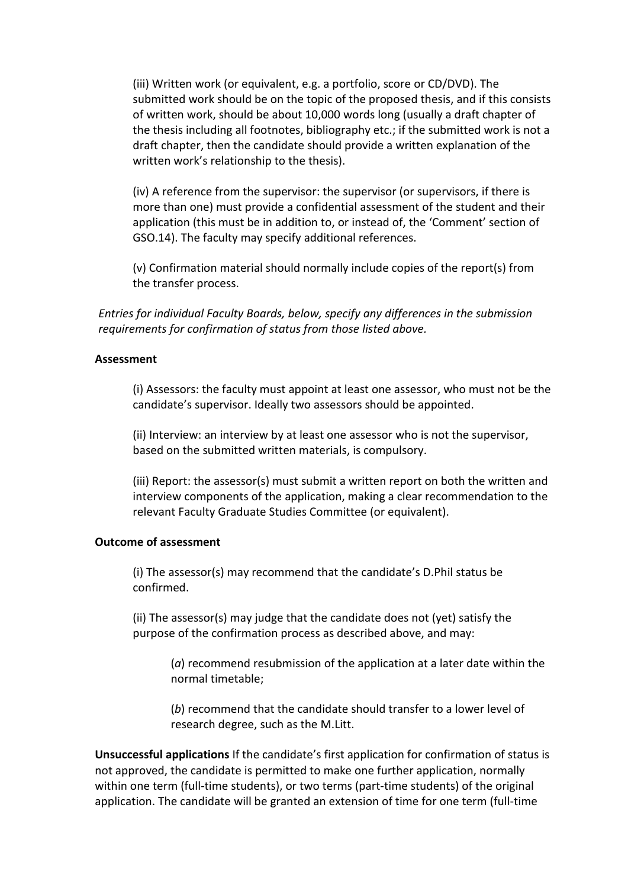(iii) Written work (or equivalent, e.g. a portfolio, score or CD/DVD). The submitted work should be on the topic of the proposed thesis, and if this consists of written work, should be about 10,000 words long (usually a draft chapter of the thesis including all footnotes, bibliography etc.; if the submitted work is not a draft chapter, then the candidate should provide a written explanation of the written work's relationship to the thesis).

(iv) A reference from the supervisor: the supervisor (or supervisors, if there is more than one) must provide a confidential assessment of the student and their application (this must be in addition to, or instead of, the 'Comment' section of GSO.14). The faculty may specify additional references.

(v) Confirmation material should normally include copies of the report(s) from the transfer process.

*Entries for individual Faculty Boards, below, specify any differences in the submission requirements for confirmation of status from those listed above.*

**Assessment**

(i) Assessors: the faculty must appoint at least one assessor, who must not be the candidate's supervisor. Ideally two assessors should be appointed.

(ii) Interview: an interview by at least one assessor who is not the supervisor, based on the submitted written materials, is compulsory.

(iii) Report: the assessor(s) must submit a written report on both the written and interview components of the application, making a clear recommendation to the relevant Faculty Graduate Studies Committee (or equivalent).

**Outcome of assessment**

(i) The assessor(s) may recommend that the candidate's D.Phil status be confirmed.

(ii) The assessor(s) may judge that the candidate does not (yet) satisfy the purpose of the confirmation process as described above, and may:

(*a*) recommend resubmission of the application at a later date within the normal timetable;

(*b*) recommend that the candidate should transfer to a lower level of research degree, such as the M.Litt.

**Unsuccessful applications** If the candidate's first application for confirmation of status is not approved, the candidate is permitted to make one further application, normally within one term (full-time students), or two terms (part-time students) of the original application. The candidate will be granted an extension of time for one term (full-time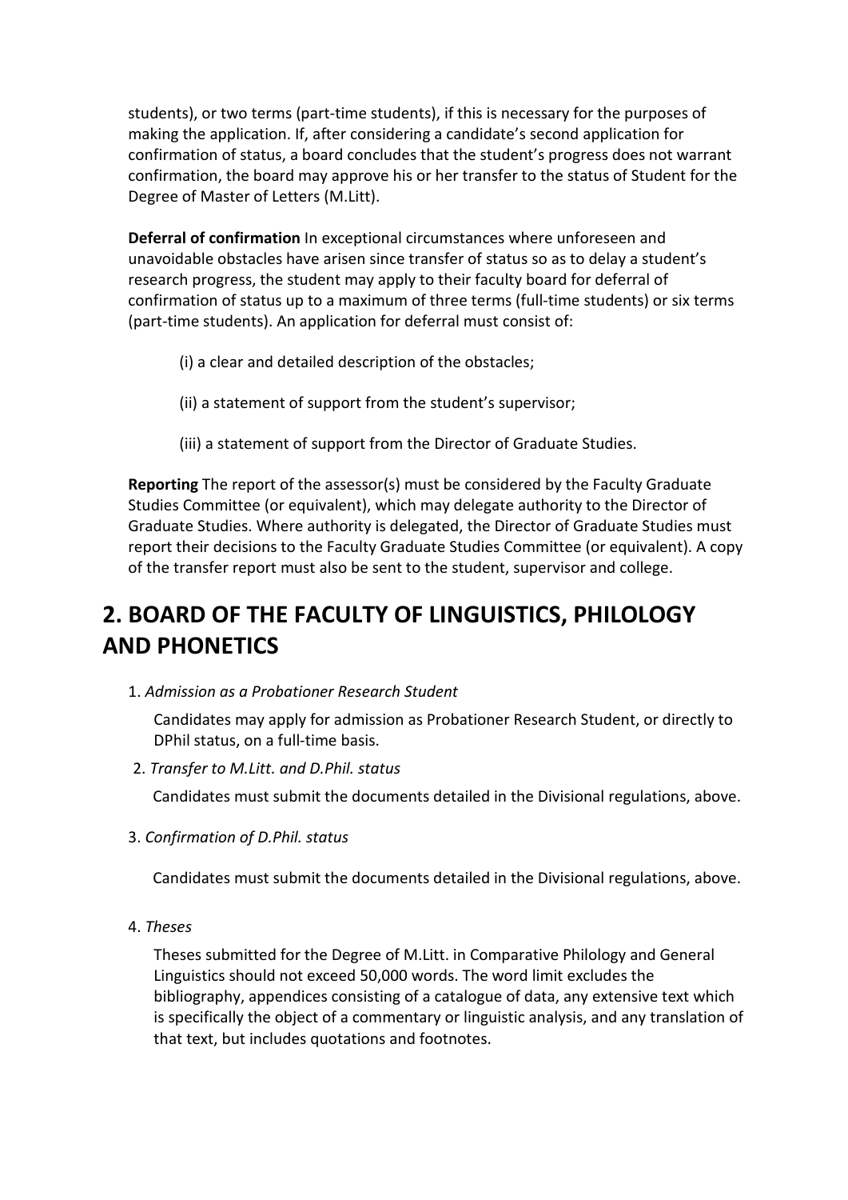students), or two terms (part-time students), if this is necessary for the purposes of making the application. If, after considering a candidate's second application for confirmation of status, a board concludes that the student's progress does not warrant confirmation, the board may approve his or her transfer to the status of Student for the Degree of Master of Letters (M.Litt).

**Deferral of confirmation** In exceptional circumstances where unforeseen and unavoidable obstacles have arisen since transfer of status so as to delay a student's research progress, the student may apply to their faculty board for deferral of confirmation of status up to a maximum of three terms (full-time students) or six terms (part-time students). An application for deferral must consist of:

(i) a clear and detailed description of the obstacles;

(ii) a statement of support from the student's supervisor;

(iii) a statement of support from the Director of Graduate Studies.

**Reporting** The report of the assessor(s) must be considered by the Faculty Graduate Studies Committee (or equivalent), which may delegate authority to the Director of Graduate Studies. Where authority is delegated, the Director of Graduate Studies must report their decisions to the Faculty Graduate Studies Committee (or equivalent). A copy of the transfer report must also be sent to the student, supervisor and college.

# 2. BOARD OF THE FACULTY OF LINGUISTICS, PHILOLOGY AND PHONETICS

1. *Admission as a Probationer Research Student*

   Candidates may apply for admission as Probationer Research Student, or directly to DPhil status, on a full-time basis.

2. *Transfer to M.Litt. and D.Phil. status*

   Candidates must submit the documents detailed in the Divisional regulations, above.

3. *Confirmation of D.Phil. status*

   Candidates must submit the documents detailed in the Divisional regulations, above.

4. *Theses*

   Theses submitted for the Degree of M.Litt. in Comparative Philology and General Linguistics should not exceed 50,000 words. The word limit excludes the bibliography, appendices consisting of a catalogue of data, any extensive text which is specifically the object of a commentary or linguistic analysis, and any translation of that text, but includes quotations and footnotes.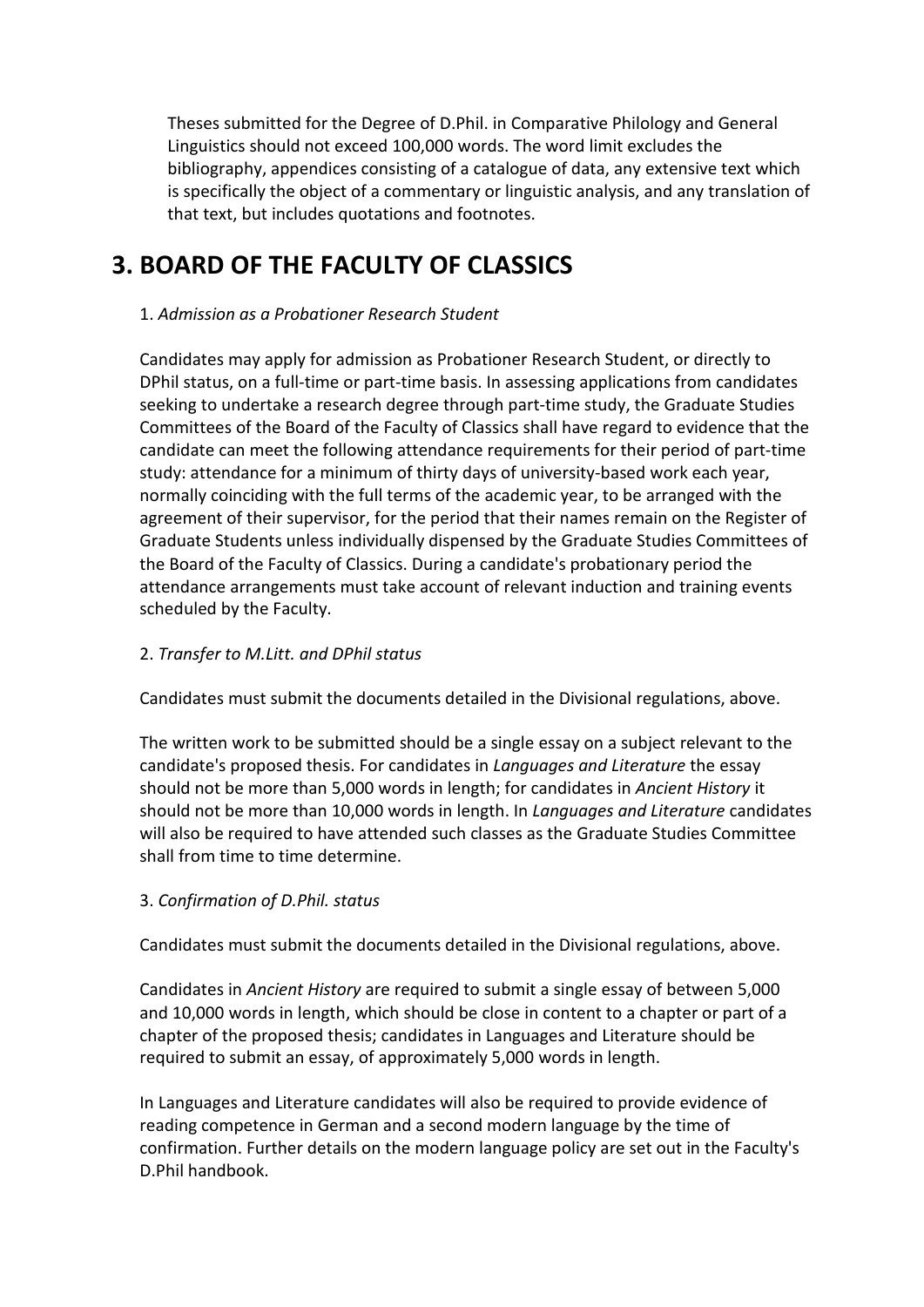Theses submitted for the Degree of D.Phil. in Comparative Philology and General Linguistics should not exceed 100,000 words. The word limit excludes the bibliography, appendices consisting of a catalogue of data, any extensive text which is specifically the object of a commentary or linguistic analysis, and any translation of that text, but includes quotations and footnotes.

## 3. BOARD OF THE FACULTY OF CLASSICS

1. *Admission as a Probationer Research Student*

Candidates may apply for admission as Probationer Research Student, or directly to DPhil status, on a full-time or part-time basis. In assessing applications from candidates seeking to undertake a research degree through part-time study, the Graduate Studies Committees of the Board of the Faculty of Classics shall have regard to evidence that the candidate can meet the following attendance requirements for their period of part-time study: attendance for a minimum of thirty days of university-based work each year, normally coinciding with the full terms of the academic year, to be arranged with the agreement of their supervisor, for the period that their names remain on the Register of Graduate Students unless individually dispensed by the Graduate Studies Committees of the Board of the Faculty of Classics. During a candidate's probationary period the attendance arrangements must take account of relevant induction and training events scheduled by the Faculty.

2. *Transfer to M.Litt. and DPhil status*

Candidates must submit the documents detailed in the Divisional regulations, above.

The written work to be submitted should be a single essay on a subject relevant to the candidate's proposed thesis. For candidates in *Languages and Literature* the essay should not be more than 5,000 words in length; for candidates in *Ancient History* it should not be more than 10,000 words in length. In *Languages and Literature* candidates will also be required to have attended such classes as the Graduate Studies Committee shall from time to time determine.

3. *Confirmation of D.Phil. status*

Candidates must submit the documents detailed in the Divisional regulations, above.

Candidates in *Ancient History* are required to submit a single essay of between 5,000 and 10,000 words in length, which should be close in content to a chapter or part of a chapter of the proposed thesis; candidates in Languages and Literature should be required to submit an essay, of approximately 5,000 words in length.

In Languages and Literature candidates will also be required to provide evidence of reading competence in German and a second modern language by the time of confirmation. Further details on the modern language policy are set out in the Faculty's D.Phil handbook.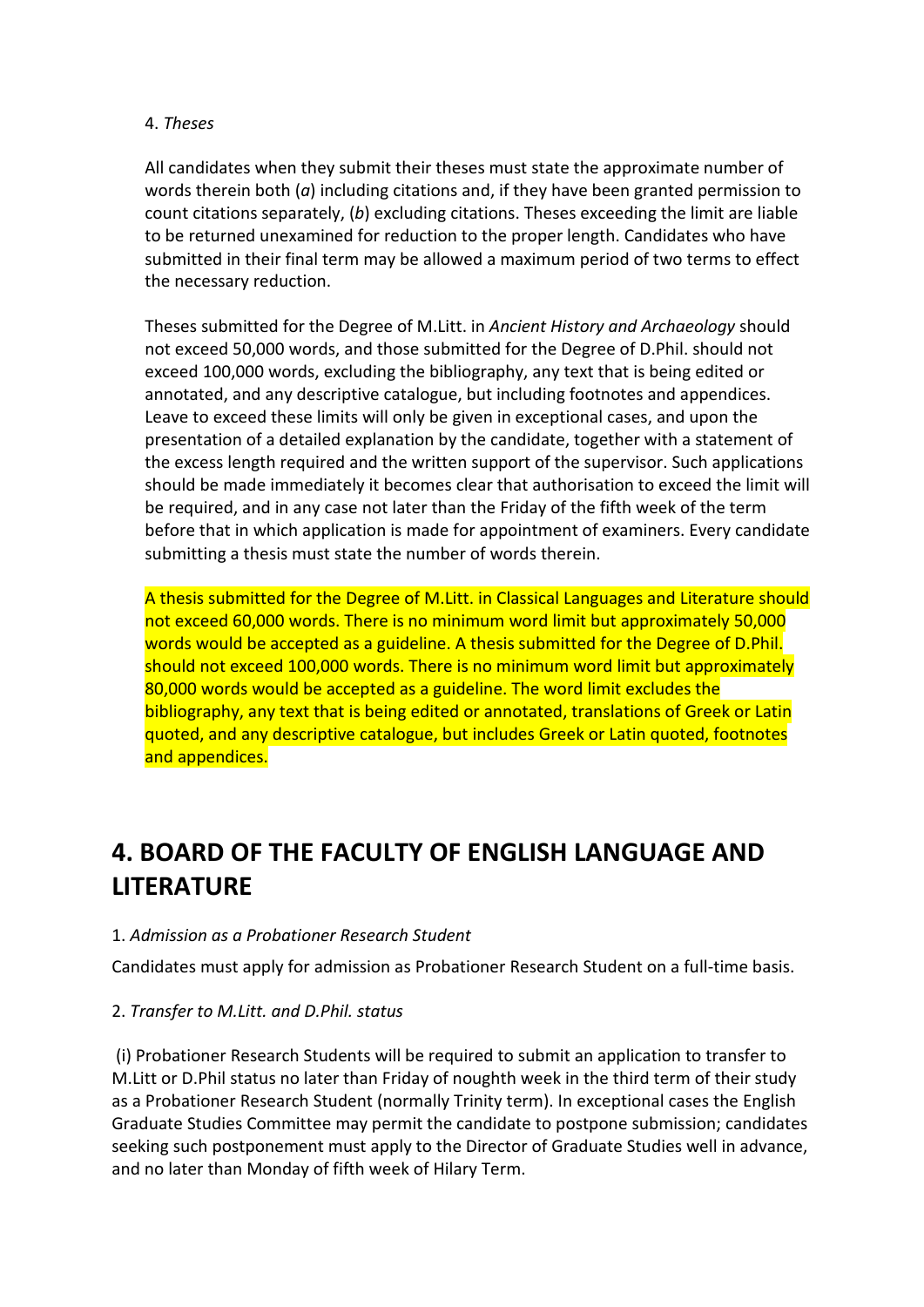4. *Theses*

All candidates when they submit their theses must state the approximate number of words therein both (*a*) including citations and, if they have been granted permission to count citations separately, (*b*) excluding citations. Theses exceeding the limit are liable to be returned unexamined for reduction to the proper length. Candidates who have submitted in their final term may be allowed a maximum period of two terms to effect the necessary reduction.

Theses submitted for the Degree of M.Litt. in *Ancient History and Archaeology* should not exceed 50,000 words, and those submitted for the Degree of D.Phil. should not exceed 100,000 words, excluding the bibliography, any text that is being edited or annotated, and any descriptive catalogue, but including footnotes and appendices. Leave to exceed these limits will only be given in exceptional cases, and upon the presentation of a detailed explanation by the candidate, together with a statement of the excess length required and the written support of the supervisor. Such applications should be made immediately it becomes clear that authorisation to exceed the limit will be required, and in any case not later than the Friday of the fifth week of the term before that in which application is made for appointment of examiners. Every candidate submitting a thesis must state the number of words therein.

A thesis submitted for the Degree of M.Litt. in Classical Languages and Literature should not exceed 60,000 words. There is no minimum word limit but approximately 50,000 words would be accepted as a guideline. A thesis submitted for the Degree of D.Phil. should not exceed 100,000 words. There is no minimum word limit but approximately 80,000 words would be accepted as a guideline. The word limit excludes the bibliography, any text that is being edited or annotated, translations of Greek or Latin quoted, and any descriptive catalogue, but includes Greek or Latin quoted, footnotes and appendices.

## 4. BOARD OF THE FACULTY OF ENGLISH LANGUAGE AND LITERATURE

1. *Admission as a Probationer Research Student*

Candidates must apply for admission as Probationer Research Student on a full-time basis.

2. *Transfer to M.Litt. and D.Phil. status*

(i) Probationer Research Students will be required to submit an application to transfer to M.Litt or D.Phil status no later than Friday of noughth week in the third term of their study as a Probationer Research Student (normally Trinity term). In exceptional cases the English Graduate Studies Committee may permit the candidate to postpone submission; candidates seeking such postponement must apply to the Director of Graduate Studies well in advance, and no later than Monday of fifth week of Hilary Term.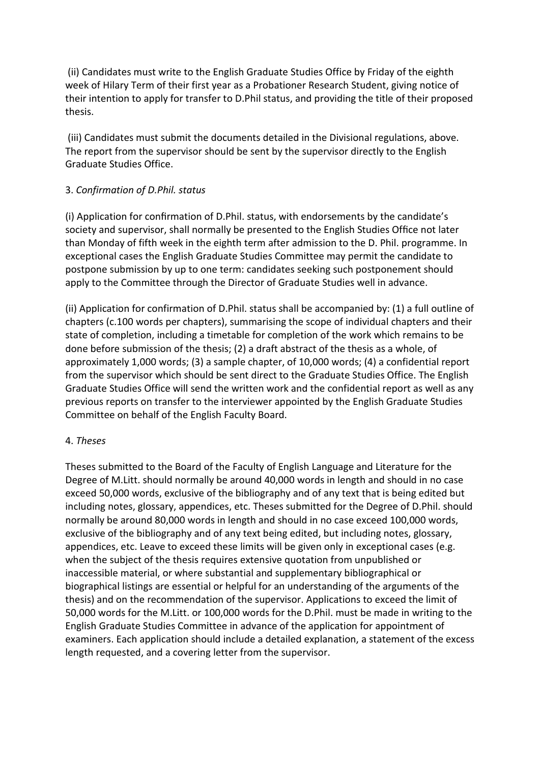(ii) Candidates must write to the English Graduate Studies Office by Friday of the eighth week of Hilary Term of their first year as a Probationer Research Student, giving notice of their intention to apply for transfer to D.Phil status, and providing the title of their proposed thesis.

(iii) Candidates must submit the documents detailed in the Divisional regulations, above. The report from the supervisor should be sent by the supervisor directly to the English Graduate Studies Office.

3. *Confirmation of D.Phil. status*

(i) Application for confirmation of D.Phil. status, with endorsements by the candidate's society and supervisor, shall normally be presented to the English Studies Office not later than Monday of fifth week in the eighth term after admission to the D. Phil. programme. In exceptional cases the English Graduate Studies Committee may permit the candidate to postpone submission by up to one term: candidates seeking such postponement should apply to the Committee through the Director of Graduate Studies well in advance.

(ii) Application for confirmation of D.Phil. status shall be accompanied by: (1) a full outline of chapters (c.100 words per chapters), summarising the scope of individual chapters and their state of completion, including a timetable for completion of the work which remains to be done before submission of the thesis; (2) a draft abstract of the thesis as a whole, of approximately 1,000 words; (3) a sample chapter, of 10,000 words; (4) a confidential report from the supervisor which should be sent direct to the Graduate Studies Office. The English Graduate Studies Office will send the written work and the confidential report as well as any previous reports on transfer to the interviewer appointed by the English Graduate Studies Committee on behalf of the English Faculty Board.

4. *Theses*

Theses submitted to the Board of the Faculty of English Language and Literature for the Degree of M.Litt. should normally be around 40,000 words in length and should in no case exceed 50,000 words, exclusive of the bibliography and of any text that is being edited but including notes, glossary, appendices, etc. Theses submitted for the Degree of D.Phil. should normally be around 80,000 words in length and should in no case exceed 100,000 words, exclusive of the bibliography and of any text being edited, but including notes, glossary, appendices, etc. Leave to exceed these limits will be given only in exceptional cases (e.g. when the subject of the thesis requires extensive quotation from unpublished or inaccessible material, or where substantial and supplementary bibliographical or biographical listings are essential or helpful for an understanding of the arguments of the thesis) and on the recommendation of the supervisor. Applications to exceed the limit of 50,000 words for the M.Litt. or 100,000 words for the D.Phil. must be made in writing to the English Graduate Studies Committee in advance of the application for appointment of examiners. Each application should include a detailed explanation, a statement of the excess length requested, and a covering letter from the supervisor.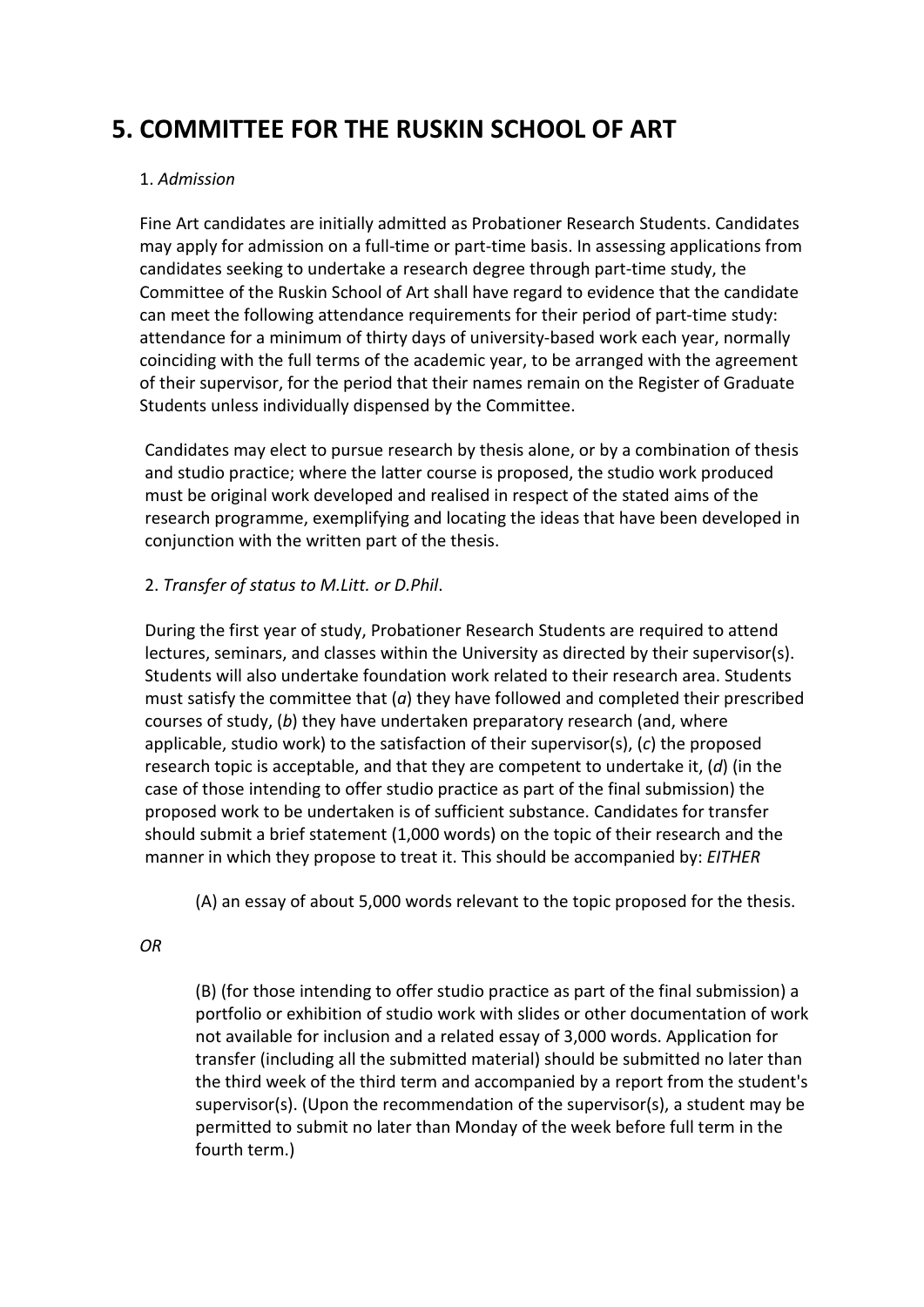# 5. COMMITTEE FOR THE RUSKIN SCHOOL OF ART

1. *Admission*

Fine Art candidates are initially admitted as Probationer Research Students. Candidates may apply for admission on a full-time or part-time basis. In assessing applications from candidates seeking to undertake a research degree through part-time study, the Committee of the Ruskin School of Art shall have regard to evidence that the candidate can meet the following attendance requirements for their period of part-time study: attendance for a minimum of thirty days of university-based work each year, normally coinciding with the full terms of the academic year, to be arranged with the agreement of their supervisor, for the period that their names remain on the Register of Graduate Students unless individually dispensed by the Committee.

Candidates may elect to pursue research by thesis alone, or by a combination of thesis and studio practice; where the latter course is proposed, the studio work produced must be original work developed and realised in respect of the stated aims of the research programme, exemplifying and locating the ideas that have been developed in conjunction with the written part of the thesis.

2. *Transfer of status to M.Litt. or D.Phil*.

During the first year of study, Probationer Research Students are required to attend lectures, seminars, and classes within the University as directed by their supervisor(s). Students will also undertake foundation work related to their research area. Students must satisfy the committee that (*a*) they have followed and completed their prescribed courses of study, (*b*) they have undertaken preparatory research (and, where applicable, studio work) to the satisfaction of their supervisor(s), (*c*) the proposed research topic is acceptable, and that they are competent to undertake it, (*d*) (in the case of those intending to offer studio practice as part of the final submission) the proposed work to be undertaken is of sufficient substance. Candidates for transfer should submit a brief statement (1,000 words) on the topic of their research and the manner in which they propose to treat it. This should be accompanied by: *EITHER*

(A) an essay of about 5,000 words relevant to the topic proposed for the thesis.

*OR*

(B) (for those intending to offer studio practice as part of the final submission) a portfolio or exhibition of studio work with slides or other documentation of work not available for inclusion and a related essay of 3,000 words. Application for transfer (including all the submitted material) should be submitted no later than the third week of the third term and accompanied by a report from the student's supervisor(s). (Upon the recommendation of the supervisor(s), a student may be permitted to submit no later than Monday of the week before full term in the fourth term.)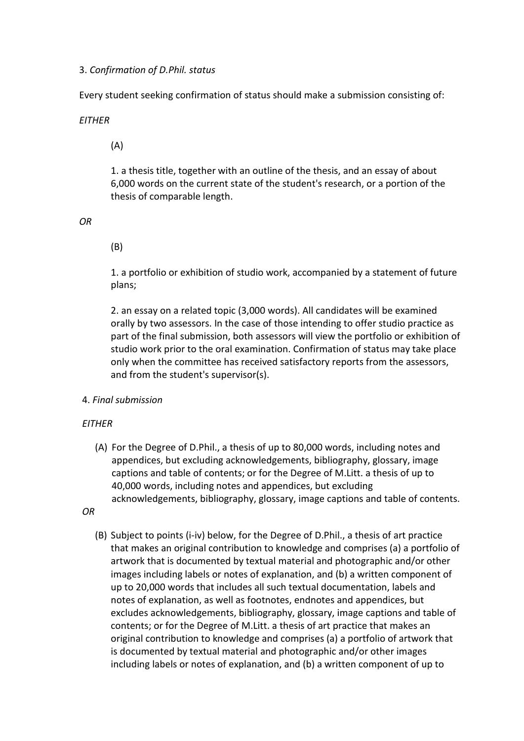3. *Confirmation of D.Phil. status*

Every student seeking confirmation of status should make a submission consisting of:

*EITHER*

(A)

1. a thesis title, together with an outline of the thesis, and an essay of about 6,000 words on the current state of the student's research, or a portion of the thesis of comparable length.

*OR*

(B)

1. a portfolio or exhibition of studio work, accompanied by a statement of future plans;

2. an essay on a related topic (3,000 words). All candidates will be examined orally by two assessors. In the case of those intending to offer studio practice as part of the final submission, both assessors will view the portfolio or exhibition of studio work prior to the oral examination. Confirmation of status may take place only when the committee has received satisfactory reports from the assessors, and from the student's supervisor(s).

4. *Final submission*

*EITHER*

(A) For the Degree of D.Phil., a thesis of up to 80,000 words, including notes and appendices, but excluding acknowledgements, bibliography, glossary, image captions and table of contents; or for the Degree of M.Litt. a thesis of up to 40,000 words, including notes and appendices, but excluding acknowledgements, bibliography, glossary, image captions and table of contents.

*OR*

(B) Subject to points (i-iv) below, for the Degree of D.Phil., a thesis of art practice that makes an original contribution to knowledge and comprises (a) a portfolio of artwork that is documented by textual material and photographic and/or other images including labels or notes of explanation, and (b) a written component of up to 20,000 words that includes all such textual documentation, labels and notes of explanation, as well as footnotes, endnotes and appendices, but excludes acknowledgements, bibliography, glossary, image captions and table of contents; or for the Degree of M.Litt. a thesis of art practice that makes an original contribution to knowledge and comprises (a) a portfolio of artwork that is documented by textual material and photographic and/or other images including labels or notes of explanation, and (b) a written component of up to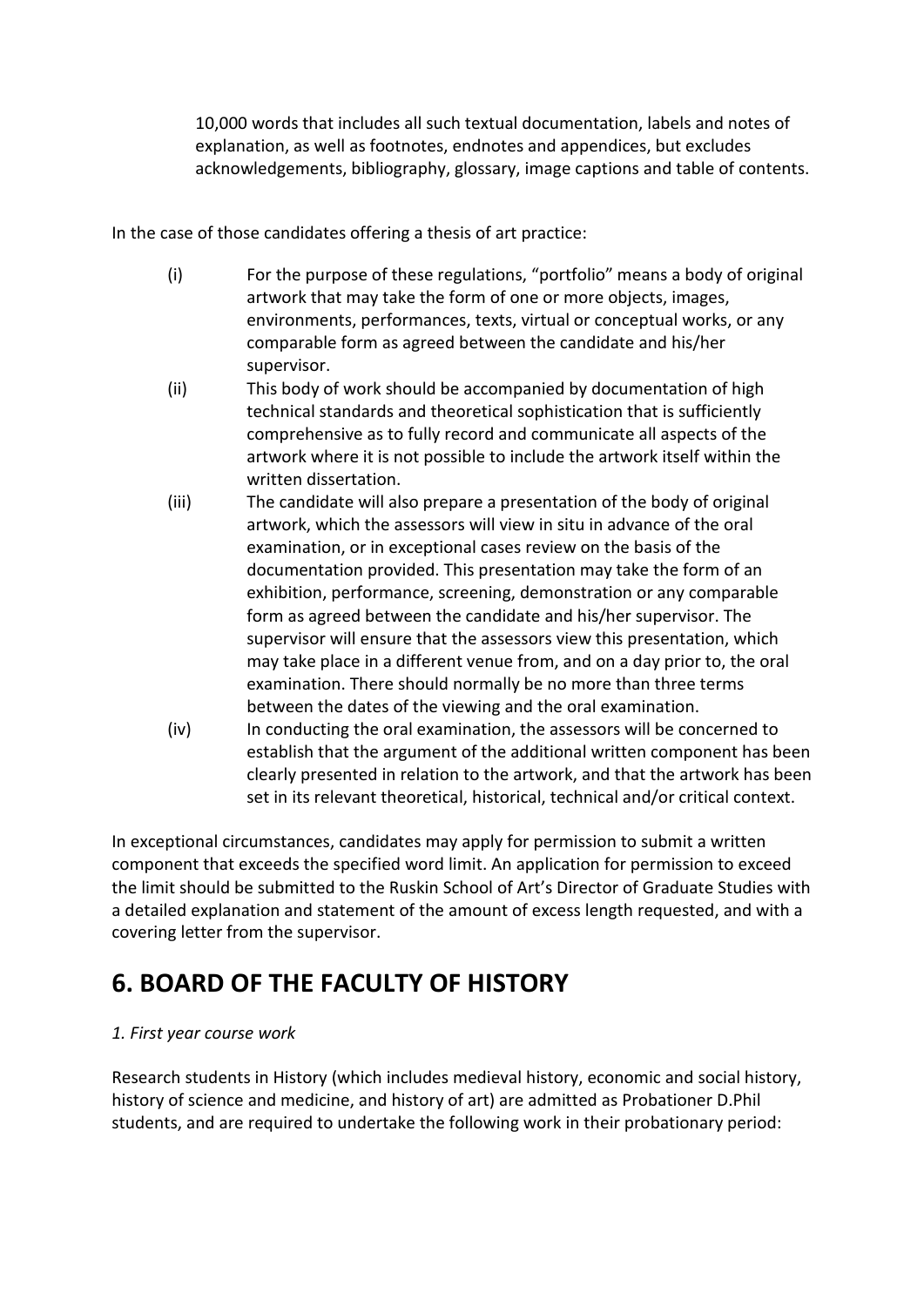10,000 words that includes all such textual documentation, labels and notes of explanation, as well as footnotes, endnotes and appendices, but excludes acknowledgements, bibliography, glossary, image captions and table of contents.

In the case of those candidates offering a thesis of art practice:

(i) For the purpose of these regulations, "portfolio" means a body of original artwork that may take the form of one or more objects, images, environments, performances, texts, virtual or conceptual works, or any comparable form as agreed between the candidate and his/her supervisor.

(ii) This body of work should be accompanied by documentation of high technical standards and theoretical sophistication that is sufficiently comprehensive as to fully record and communicate all aspects of the artwork where it is not possible to include the artwork itself within the written dissertation.

(iii) The candidate will also prepare a presentation of the body of original artwork, which the assessors will view in situ in advance of the oral examination, or in exceptional cases review on the basis of the documentation provided. This presentation may take the form of an exhibition, performance, screening, demonstration or any comparable form as agreed between the candidate and his/her supervisor. The supervisor will ensure that the assessors view this presentation, which may take place in a different venue from, and on a day prior to, the oral examination. There should normally be no more than three terms between the dates of the viewing and the oral examination.

(iv) In conducting the oral examination, the assessors will be concerned to establish that the argument of the additional written component has been clearly presented in relation to the artwork, and that the artwork has been set in its relevant theoretical, historical, technical and/or critical context.

In exceptional circumstances, candidates may apply for permission to submit a written component that exceeds the specified word limit. An application for permission to exceed the limit should be submitted to the Ruskin School of Art's Director of Graduate Studies with a detailed explanation and statement of the amount of excess length requested, and with a covering letter from the supervisor.

## 6. BOARD OF THE FACULTY OF HISTORY

*1. First year course work*

Research students in History (which includes medieval history, economic and social history, history of science and medicine, and history of art) are admitted as Probationer D.Phil students, and are required to undertake the following work in their probationary period: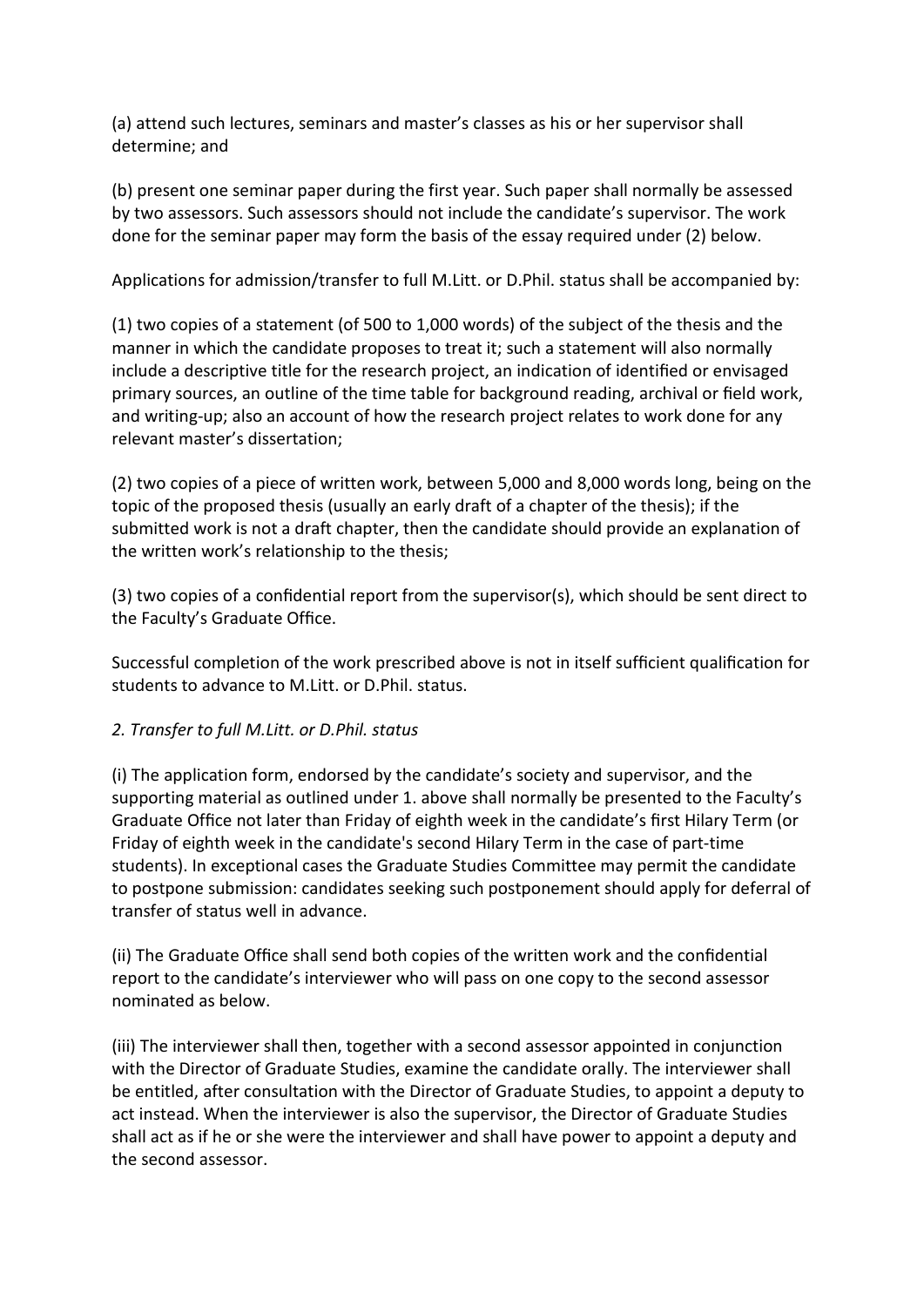(a) attend such lectures, seminars and master's classes as his or her supervisor shall determine; and

(b) present one seminar paper during the first year. Such paper shall normally be assessed by two assessors. Such assessors should not include the candidate's supervisor. The work done for the seminar paper may form the basis of the essay required under (2) below.

Applications for admission/transfer to full M.Litt. or D.Phil. status shall be accompanied by:

(1) two copies of a statement (of 500 to 1,000 words) of the subject of the thesis and the manner in which the candidate proposes to treat it; such a statement will also normally include a descriptive title for the research project, an indication of identified or envisaged primary sources, an outline of the time table for background reading, archival or field work, and writing-up; also an account of how the research project relates to work done for any relevant master's dissertation;

(2) two copies of a piece of written work, between 5,000 and 8,000 words long, being on the topic of the proposed thesis (usually an early draft of a chapter of the thesis); if the submitted work is not a draft chapter, then the candidate should provide an explanation of the written work's relationship to the thesis;

(3) two copies of a confidential report from the supervisor(s), which should be sent direct to the Faculty's Graduate Office.

Successful completion of the work prescribed above is not in itself sufficient qualification for students to advance to M.Litt. or D.Phil. status.

*2. Transfer to full M.Litt. or D.Phil. status*

(i) The application form, endorsed by the candidate's society and supervisor, and the supporting material as outlined under 1. above shall normally be presented to the Faculty's Graduate Office not later than Friday of eighth week in the candidate's first Hilary Term (or Friday of eighth week in the candidate's second Hilary Term in the case of part-time students). In exceptional cases the Graduate Studies Committee may permit the candidate to postpone submission: candidates seeking such postponement should apply for deferral of transfer of status well in advance.

(ii) The Graduate Office shall send both copies of the written work and the confidential report to the candidate's interviewer who will pass on one copy to the second assessor nominated as below.

(iii) The interviewer shall then, together with a second assessor appointed in conjunction with the Director of Graduate Studies, examine the candidate orally. The interviewer shall be entitled, after consultation with the Director of Graduate Studies, to appoint a deputy to act instead. When the interviewer is also the supervisor, the Director of Graduate Studies shall act as if he or she were the interviewer and shall have power to appoint a deputy and the second assessor.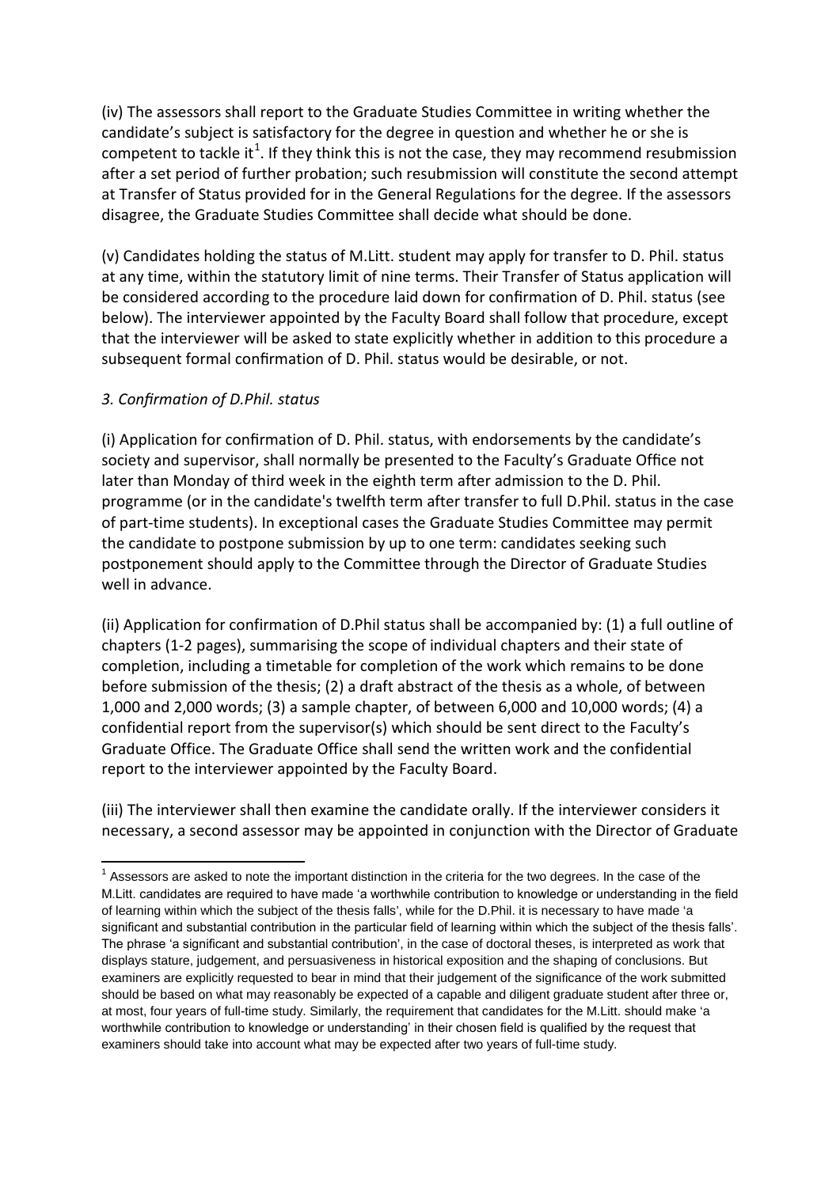(iv) The assessors shall report to the Graduate Studies Committee in writing whether the candidate's subject is satisfactory for the degree in question and whether he or she is competent to tackle it[1]. If they think this is not the case, they may recommend resubmission after a set period of further probation; such resubmission will constitute the second attempt at Transfer of Status provided for in the General Regulations for the degree. If the assessors disagree, the Graduate Studies Committee shall decide what should be done.

(v) Candidates holding the status of M.Litt. student may apply for transfer to D. Phil. status at any time, within the statutory limit of nine terms. Their Transfer of Status application will be considered according to the procedure laid down for confirmation of D. Phil. status (see below). The interviewer appointed by the Faculty Board shall follow that procedure, except that the interviewer will be asked to state explicitly whether in addition to this procedure a subsequent formal confirmation of D. Phil. status would be desirable, or not.

*3. Confirmation of D.Phil. status*

(i) Application for confirmation of D. Phil. status, with endorsements by the candidate's society and supervisor, shall normally be presented to the Faculty's Graduate Office not later than Monday of third week in the eighth term after admission to the D. Phil. programme (or in the candidate's twelfth term after transfer to full D.Phil. status in the case of part-time students). In exceptional cases the Graduate Studies Committee may permit the candidate to postpone submission by up to one term: candidates seeking such postponement should apply to the Committee through the Director of Graduate Studies well in advance.

(ii) Application for confirmation of D.Phil status shall be accompanied by: (1) a full outline of chapters (1-2 pages), summarising the scope of individual chapters and their state of completion, including a timetable for completion of the work which remains to be done before submission of the thesis; (2) a draft abstract of the thesis as a whole, of between 1,000 and 2,000 words; (3) a sample chapter, of between 6,000 and 10,000 words; (4) a confidential report from the supervisor(s) which should be sent direct to the Faculty's Graduate Office. The Graduate Office shall send the written work and the confidential report to the interviewer appointed by the Faculty Board.

(iii) The interviewer shall then examine the candidate orally. If the interviewer considers it necessary, a second assessor may be appointed in conjunction with the Director of Graduate

[1] Assessors are asked to note the important distinction in the criteria for the two degrees. In the case of the M.Litt. candidates are required to have made 'a worthwhile contribution to knowledge or understanding in the field of learning within which the subject of the thesis falls', while for the D.Phil. it is necessary to have made 'a significant and substantial contribution in the particular field of learning within which the subject of the thesis falls'. The phrase 'a significant and substantial contribution', in the case of doctoral theses, is interpreted as work that displays stature, judgement, and persuasiveness in historical exposition and the shaping of conclusions. But examiners are explicitly requested to bear in mind that their judgement of the significance of the work submitted should be based on what may reasonably be expected of a capable and diligent graduate student after three or, at most, four years of full-time study. Similarly, the requirement that candidates for the M.Litt. should make 'a worthwhile contribution to knowledge or understanding' in their chosen field is qualified by the request that examiners should take into account what may be expected after two years of full-time study.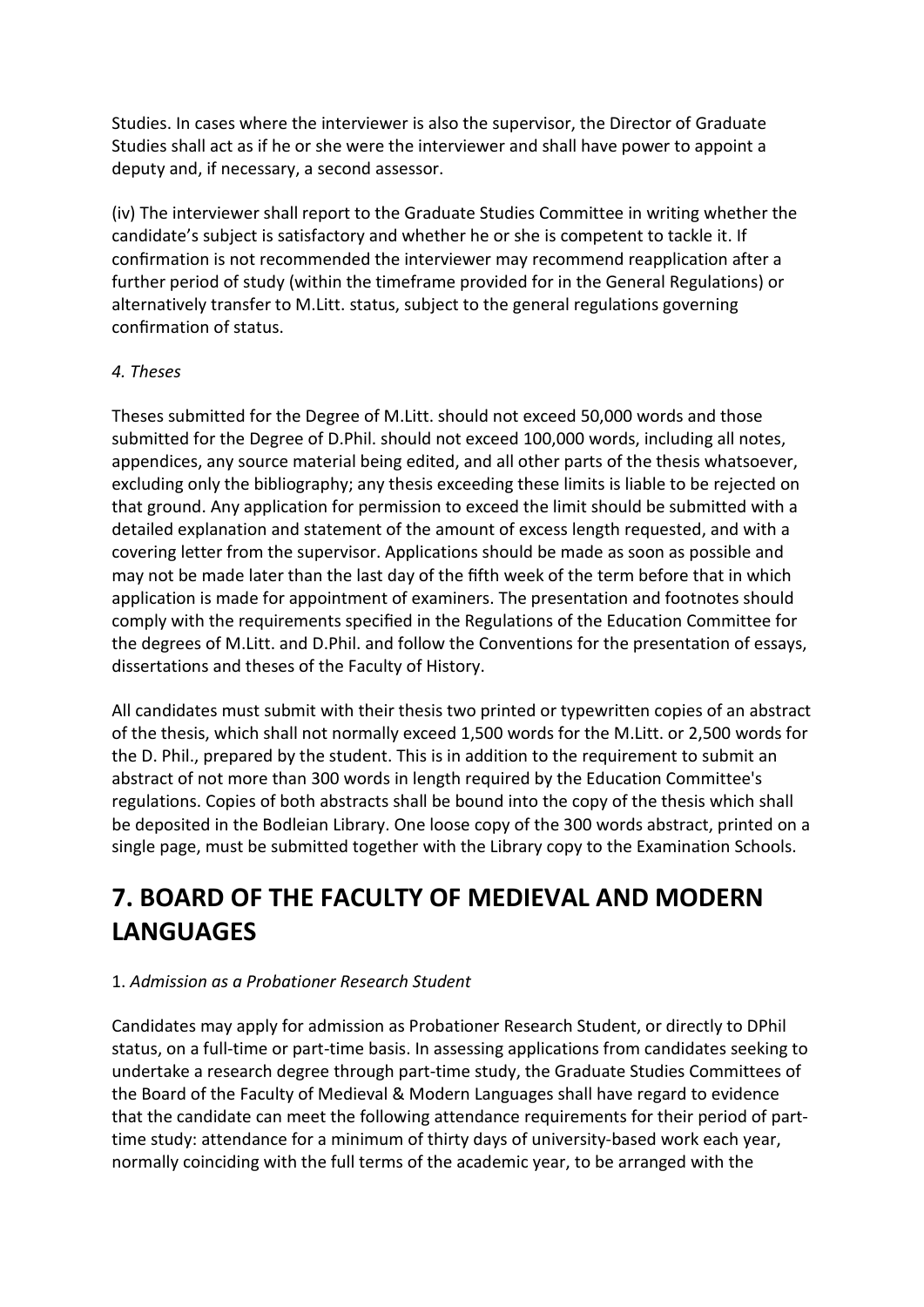Studies. In cases where the interviewer is also the supervisor, the Director of Graduate Studies shall act as if he or she were the interviewer and shall have power to appoint a deputy and, if necessary, a second assessor.

(iv) The interviewer shall report to the Graduate Studies Committee in writing whether the candidate's subject is satisfactory and whether he or she is competent to tackle it. If confirmation is not recommended the interviewer may recommend reapplication after a further period of study (within the timeframe provided for in the General Regulations) or alternatively transfer to M.Litt. status, subject to the general regulations governing confirmation of status.

*4. Theses*

Theses submitted for the Degree of M.Litt. should not exceed 50,000 words and those submitted for the Degree of D.Phil. should not exceed 100,000 words, including all notes, appendices, any source material being edited, and all other parts of the thesis whatsoever, excluding only the bibliography; any thesis exceeding these limits is liable to be rejected on that ground. Any application for permission to exceed the limit should be submitted with a detailed explanation and statement of the amount of excess length requested, and with a covering letter from the supervisor. Applications should be made as soon as possible and may not be made later than the last day of the fifth week of the term before that in which application is made for appointment of examiners. The presentation and footnotes should comply with the requirements specified in the Regulations of the Education Committee for the degrees of M.Litt. and D.Phil. and follow the Conventions for the presentation of essays, dissertations and theses of the Faculty of History.

All candidates must submit with their thesis two printed or typewritten copies of an abstract of the thesis, which shall not normally exceed 1,500 words for the M.Litt. or 2,500 words for the D. Phil., prepared by the student. This is in addition to the requirement to submit an abstract of not more than 300 words in length required by the Education Committee's regulations. Copies of both abstracts shall be bound into the copy of the thesis which shall be deposited in the Bodleian Library. One loose copy of the 300 words abstract, printed on a single page, must be submitted together with the Library copy to the Examination Schools.

## 7. BOARD OF THE FACULTY OF MEDIEVAL AND MODERN LANGUAGES

1. *Admission as a Probationer Research Student*

Candidates may apply for admission as Probationer Research Student, or directly to DPhil status, on a full-time or part-time basis. In assessing applications from candidates seeking to undertake a research degree through part-time study, the Graduate Studies Committees of the Board of the Faculty of Medieval & Modern Languages shall have regard to evidence that the candidate can meet the following attendance requirements for their period of part-time study: attendance for a minimum of thirty days of university-based work each year, normally coinciding with the full terms of the academic year, to be arranged with the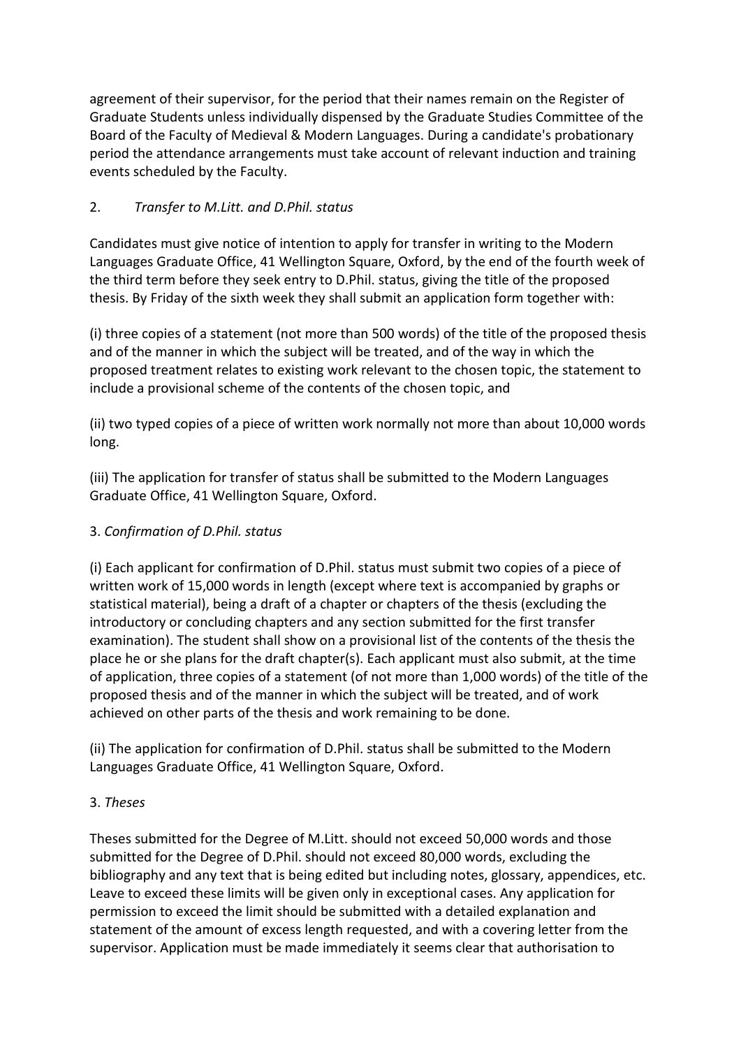agreement of their supervisor, for the period that their names remain on the Register of Graduate Students unless individually dispensed by the Graduate Studies Committee of the Board of the Faculty of Medieval & Modern Languages. During a candidate's probationary period the attendance arrangements must take account of relevant induction and training events scheduled by the Faculty.

2. *Transfer to M.Litt. and D.Phil. status*

Candidates must give notice of intention to apply for transfer in writing to the Modern Languages Graduate Office, 41 Wellington Square, Oxford, by the end of the fourth week of the third term before they seek entry to D.Phil. status, giving the title of the proposed thesis. By Friday of the sixth week they shall submit an application form together with:

(i) three copies of a statement (not more than 500 words) of the title of the proposed thesis and of the manner in which the subject will be treated, and of the way in which the proposed treatment relates to existing work relevant to the chosen topic, the statement to include a provisional scheme of the contents of the chosen topic, and

(ii) two typed copies of a piece of written work normally not more than about 10,000 words long.

(iii) The application for transfer of status shall be submitted to the Modern Languages Graduate Office, 41 Wellington Square, Oxford.

3. *Confirmation of D.Phil. status*

(i) Each applicant for confirmation of D.Phil. status must submit two copies of a piece of written work of 15,000 words in length (except where text is accompanied by graphs or statistical material), being a draft of a chapter or chapters of the thesis (excluding the introductory or concluding chapters and any section submitted for the first transfer examination). The student shall show on a provisional list of the contents of the thesis the place he or she plans for the draft chapter(s). Each applicant must also submit, at the time of application, three copies of a statement (of not more than 1,000 words) of the title of the proposed thesis and of the manner in which the subject will be treated, and of work achieved on other parts of the thesis and work remaining to be done.

(ii) The application for confirmation of D.Phil. status shall be submitted to the Modern Languages Graduate Office, 41 Wellington Square, Oxford.

3. *Theses*

Theses submitted for the Degree of M.Litt. should not exceed 50,000 words and those submitted for the Degree of D.Phil. should not exceed 80,000 words, excluding the bibliography and any text that is being edited but including notes, glossary, appendices, etc. Leave to exceed these limits will be given only in exceptional cases. Any application for permission to exceed the limit should be submitted with a detailed explanation and statement of the amount of excess length requested, and with a covering letter from the supervisor. Application must be made immediately it seems clear that authorisation to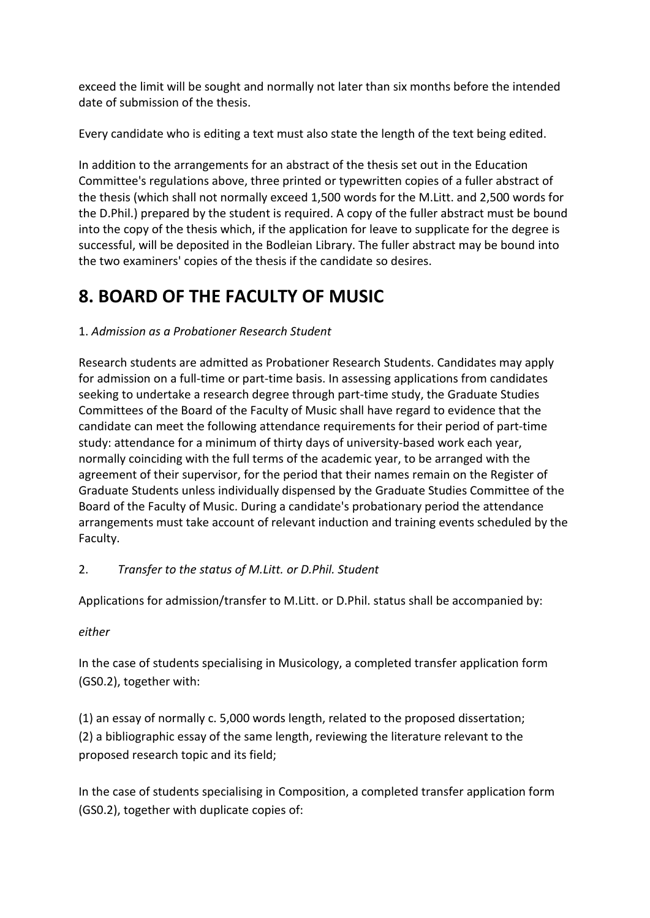exceed the limit will be sought and normally not later than six months before the intended date of submission of the thesis.

Every candidate who is editing a text must also state the length of the text being edited.

In addition to the arrangements for an abstract of the thesis set out in the Education Committee's regulations above, three printed or typewritten copies of a fuller abstract of the thesis (which shall not normally exceed 1,500 words for the M.Litt. and 2,500 words for the D.Phil.) prepared by the student is required. A copy of the fuller abstract must be bound into the copy of the thesis which, if the application for leave to supplicate for the degree is successful, will be deposited in the Bodleian Library. The fuller abstract may be bound into the two examiners' copies of the thesis if the candidate so desires.

# 8. BOARD OF THE FACULTY OF MUSIC

1. *Admission as a Probationer Research Student*

Research students are admitted as Probationer Research Students. Candidates may apply for admission on a full-time or part-time basis. In assessing applications from candidates seeking to undertake a research degree through part-time study, the Graduate Studies Committees of the Board of the Faculty of Music shall have regard to evidence that the candidate can meet the following attendance requirements for their period of part-time study: attendance for a minimum of thirty days of university-based work each year, normally coinciding with the full terms of the academic year, to be arranged with the agreement of their supervisor, for the period that their names remain on the Register of Graduate Students unless individually dispensed by the Graduate Studies Committee of the Board of the Faculty of Music. During a candidate's probationary period the attendance arrangements must take account of relevant induction and training events scheduled by the Faculty.

2. *Transfer to the status of M.Litt. or D.Phil. Student*

Applications for admission/transfer to M.Litt. or D.Phil. status shall be accompanied by:

*either*

In the case of students specialising in Musicology, a completed transfer application form (GS0.2), together with:

(1) an essay of normally c. 5,000 words length, related to the proposed dissertation;
(2) a bibliographic essay of the same length, reviewing the literature relevant to the proposed research topic and its field;

In the case of students specialising in Composition, a completed transfer application form (GS0.2), together with duplicate copies of: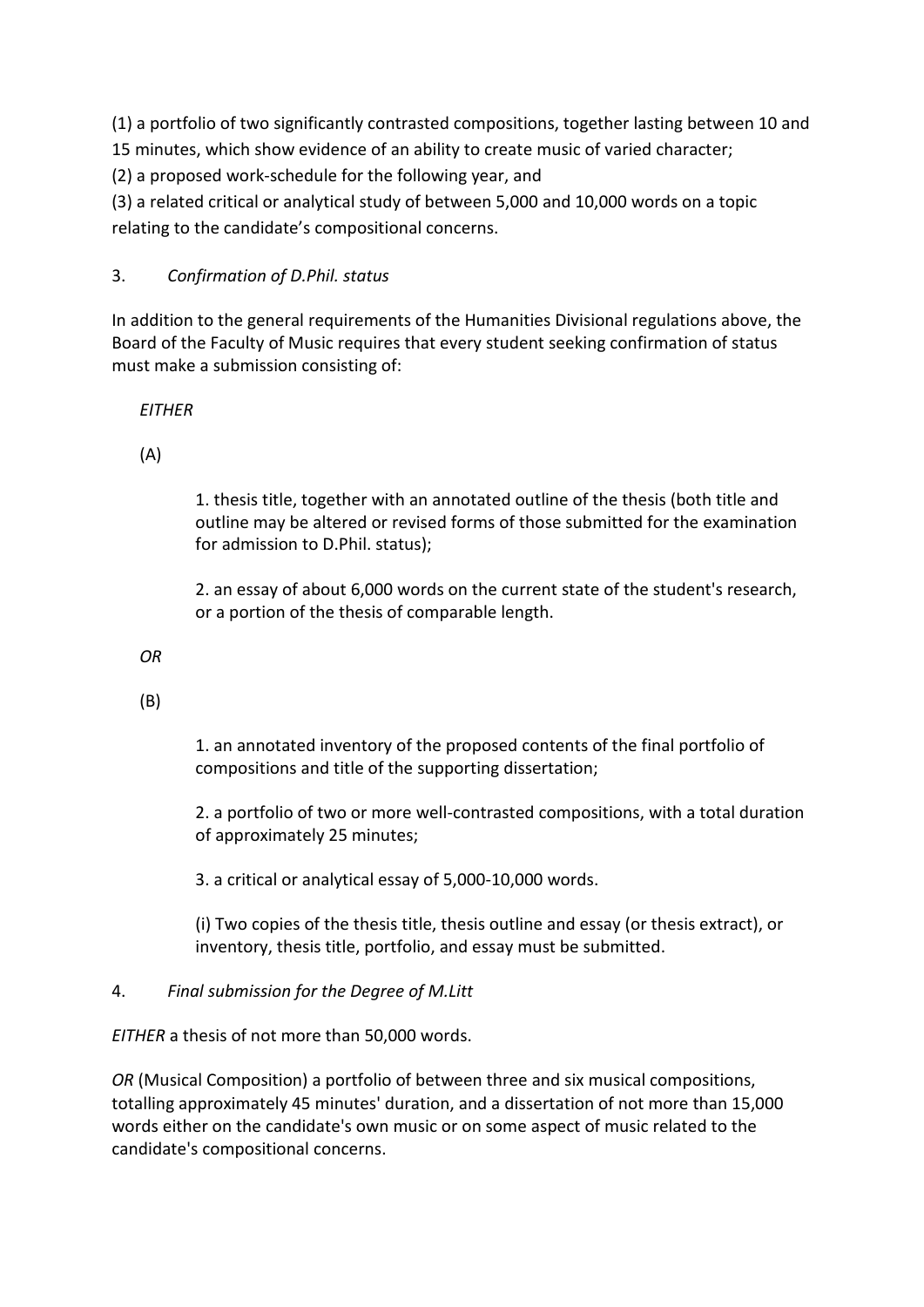(1) a portfolio of two significantly contrasted compositions, together lasting between 10 and 15 minutes, which show evidence of an ability to create music of varied character;
(2) a proposed work-schedule for the following year, and
(3) a related critical or analytical study of between 5,000 and 10,000 words on a topic relating to the candidate's compositional concerns.

3. *Confirmation of D.Phil. status*

In addition to the general requirements of the Humanities Divisional regulations above, the Board of the Faculty of Music requires that every student seeking confirmation of status must make a submission consisting of:

*EITHER*

(A)

1. thesis title, together with an annotated outline of the thesis (both title and outline may be altered or revised forms of those submitted for the examination for admission to D.Phil. status);

2. an essay of about 6,000 words on the current state of the student's research, or a portion of the thesis of comparable length.

*OR*

(B)

1. an annotated inventory of the proposed contents of the final portfolio of compositions and title of the supporting dissertation;

2. a portfolio of two or more well-contrasted compositions, with a total duration of approximately 25 minutes;

3. a critical or analytical essay of 5,000-10,000 words.

(i) Two copies of the thesis title, thesis outline and essay (or thesis extract), or inventory, thesis title, portfolio, and essay must be submitted.

4. *Final submission for the Degree of M.Litt*

*EITHER* a thesis of not more than 50,000 words.

*OR* (Musical Composition) a portfolio of between three and six musical compositions, totalling approximately 45 minutes' duration, and a dissertation of not more than 15,000 words either on the candidate's own music or on some aspect of music related to the candidate's compositional concerns.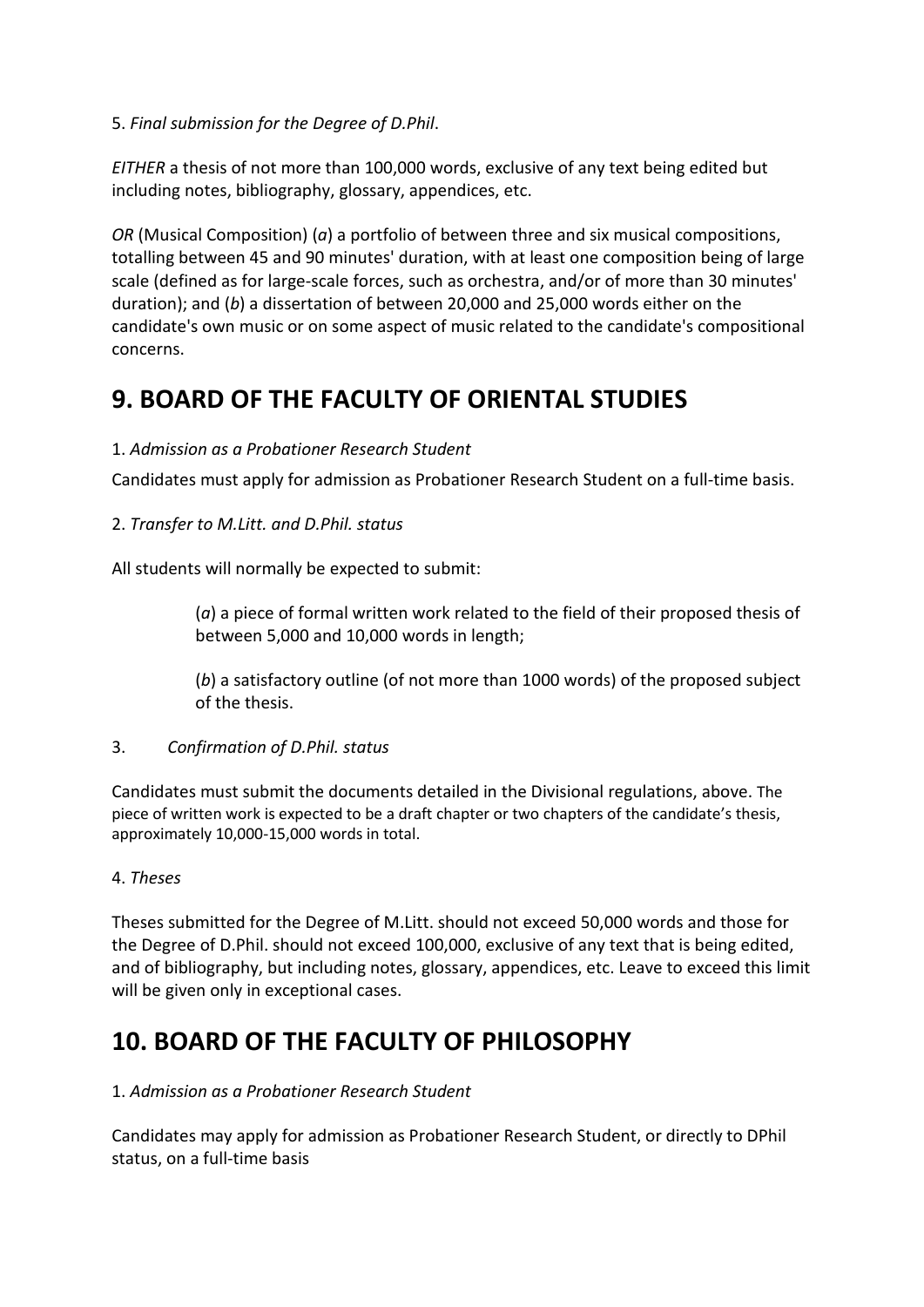5. *Final submission for the Degree of D.Phil*.

*EITHER* a thesis of not more than 100,000 words, exclusive of any text being edited but including notes, bibliography, glossary, appendices, etc.

*OR* (Musical Composition) (*a*) a portfolio of between three and six musical compositions, totalling between 45 and 90 minutes' duration, with at least one composition being of large scale (defined as for large-scale forces, such as orchestra, and/or of more than 30 minutes' duration); and (*b*) a dissertation of between 20,000 and 25,000 words either on the candidate's own music or on some aspect of music related to the candidate's compositional concerns.

## 9. BOARD OF THE FACULTY OF ORIENTAL STUDIES

1. *Admission as a Probationer Research Student*

Candidates must apply for admission as Probationer Research Student on a full-time basis.

2. *Transfer to M.Litt. and D.Phil. status*

All students will normally be expected to submit:

> (*a*) a piece of formal written work related to the field of their proposed thesis of between 5,000 and 10,000 words in length;
>
> (*b*) a satisfactory outline (of not more than 1000 words) of the proposed subject of the thesis.

3. *Confirmation of D.Phil. status*

Candidates must submit the documents detailed in the Divisional regulations, above. The piece of written work is expected to be a draft chapter or two chapters of the candidate's thesis, approximately 10,000-15,000 words in total.

4. *Theses*

Theses submitted for the Degree of M.Litt. should not exceed 50,000 words and those for the Degree of D.Phil. should not exceed 100,000, exclusive of any text that is being edited, and of bibliography, but including notes, glossary, appendices, etc. Leave to exceed this limit will be given only in exceptional cases.

## 10. BOARD OF THE FACULTY OF PHILOSOPHY

1. *Admission as a Probationer Research Student*

Candidates may apply for admission as Probationer Research Student, or directly to DPhil status, on a full-time basis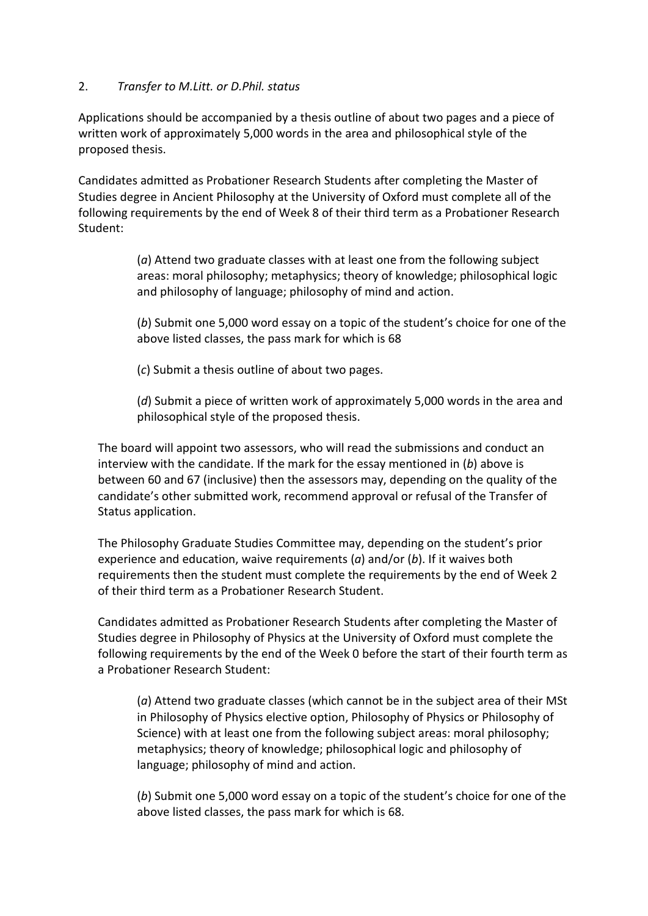2. *Transfer to M.Litt. or D.Phil. status*

Applications should be accompanied by a thesis outline of about two pages and a piece of written work of approximately 5,000 words in the area and philosophical style of the proposed thesis.

Candidates admitted as Probationer Research Students after completing the Master of Studies degree in Ancient Philosophy at the University of Oxford must complete all of the following requirements by the end of Week 8 of their third term as a Probationer Research Student:

> (*a*) Attend two graduate classes with at least one from the following subject areas: moral philosophy; metaphysics; theory of knowledge; philosophical logic and philosophy of language; philosophy of mind and action.
>
> (*b*) Submit one 5,000 word essay on a topic of the student's choice for one of the above listed classes, the pass mark for which is 68
>
> (*c*) Submit a thesis outline of about two pages.
>
> (*d*) Submit a piece of written work of approximately 5,000 words in the area and philosophical style of the proposed thesis.

The board will appoint two assessors, who will read the submissions and conduct an interview with the candidate. If the mark for the essay mentioned in (*b*) above is between 60 and 67 (inclusive) then the assessors may, depending on the quality of the candidate's other submitted work, recommend approval or refusal of the Transfer of Status application.

The Philosophy Graduate Studies Committee may, depending on the student's prior experience and education, waive requirements (*a*) and/or (*b*). If it waives both requirements then the student must complete the requirements by the end of Week 2 of their third term as a Probationer Research Student.

Candidates admitted as Probationer Research Students after completing the Master of Studies degree in Philosophy of Physics at the University of Oxford must complete the following requirements by the end of the Week 0 before the start of their fourth term as a Probationer Research Student:

> (*a*) Attend two graduate classes (which cannot be in the subject area of their MSt in Philosophy of Physics elective option, Philosophy of Physics or Philosophy of Science) with at least one from the following subject areas: moral philosophy; metaphysics; theory of knowledge; philosophical logic and philosophy of language; philosophy of mind and action.
>
> (*b*) Submit one 5,000 word essay on a topic of the student's choice for one of the above listed classes, the pass mark for which is 68.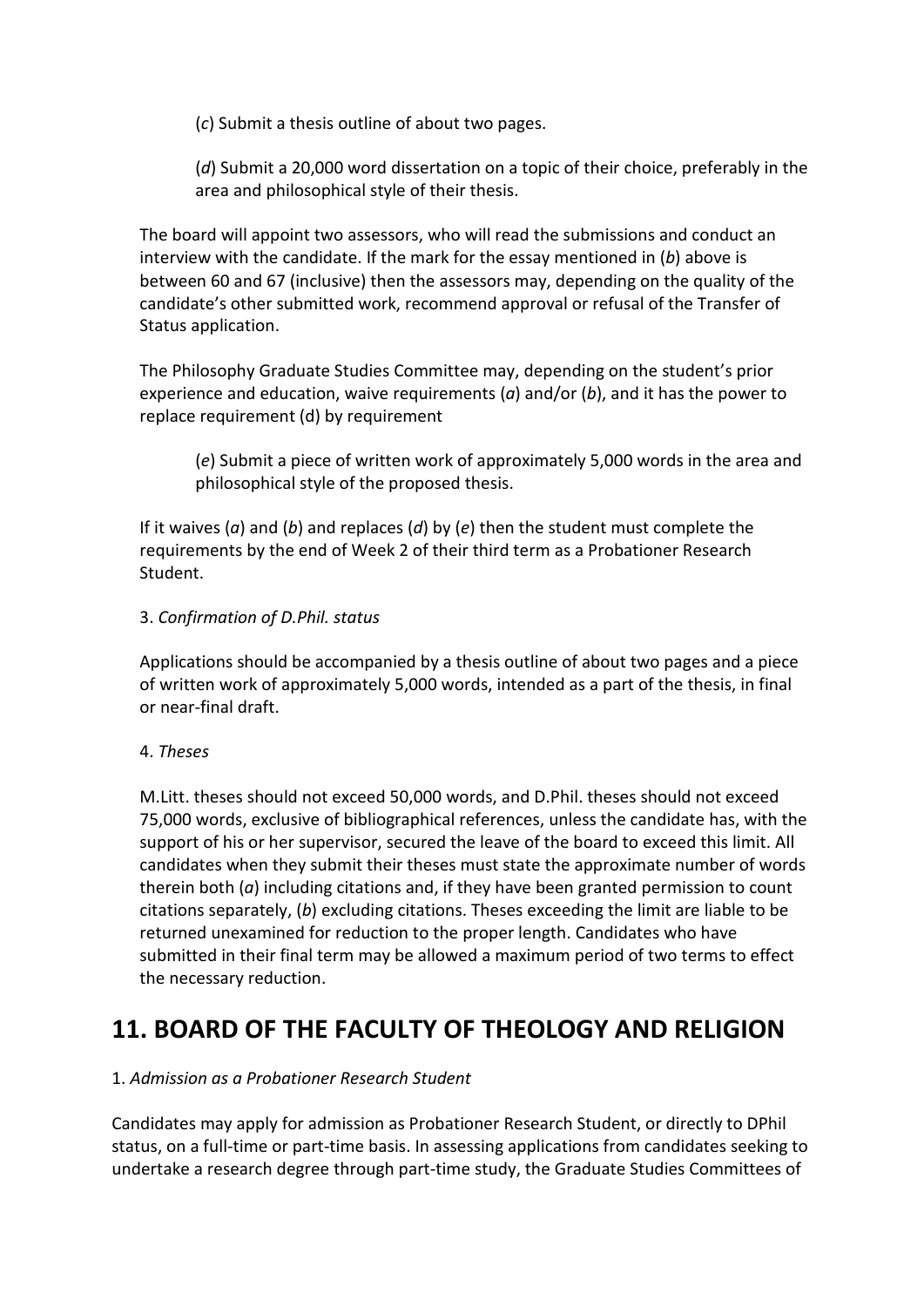(*c*) Submit a thesis outline of about two pages.

(*d*) Submit a 20,000 word dissertation on a topic of their choice, preferably in the area and philosophical style of their thesis.

The board will appoint two assessors, who will read the submissions and conduct an interview with the candidate. If the mark for the essay mentioned in (*b*) above is between 60 and 67 (inclusive) then the assessors may, depending on the quality of the candidate's other submitted work, recommend approval or refusal of the Transfer of Status application.

The Philosophy Graduate Studies Committee may, depending on the student's prior experience and education, waive requirements (*a*) and/or (*b*), and it has the power to replace requirement (d) by requirement

(*e*) Submit a piece of written work of approximately 5,000 words in the area and philosophical style of the proposed thesis.

If it waives (*a*) and (*b*) and replaces (*d*) by (*e*) then the student must complete the requirements by the end of Week 2 of their third term as a Probationer Research Student.

3. *Confirmation of D.Phil. status*

Applications should be accompanied by a thesis outline of about two pages and a piece of written work of approximately 5,000 words, intended as a part of the thesis, in final or near-final draft.

4. *Theses*

M.Litt. theses should not exceed 50,000 words, and D.Phil. theses should not exceed 75,000 words, exclusive of bibliographical references, unless the candidate has, with the support of his or her supervisor, secured the leave of the board to exceed this limit. All candidates when they submit their theses must state the approximate number of words therein both (*a*) including citations and, if they have been granted permission to count citations separately, (*b*) excluding citations. Theses exceeding the limit are liable to be returned unexamined for reduction to the proper length. Candidates who have submitted in their final term may be allowed a maximum period of two terms to effect the necessary reduction.

## 11. BOARD OF THE FACULTY OF THEOLOGY AND RELIGION

1. *Admission as a Probationer Research Student*

Candidates may apply for admission as Probationer Research Student, or directly to DPhil status, on a full-time or part-time basis. In assessing applications from candidates seeking to undertake a research degree through part-time study, the Graduate Studies Committees of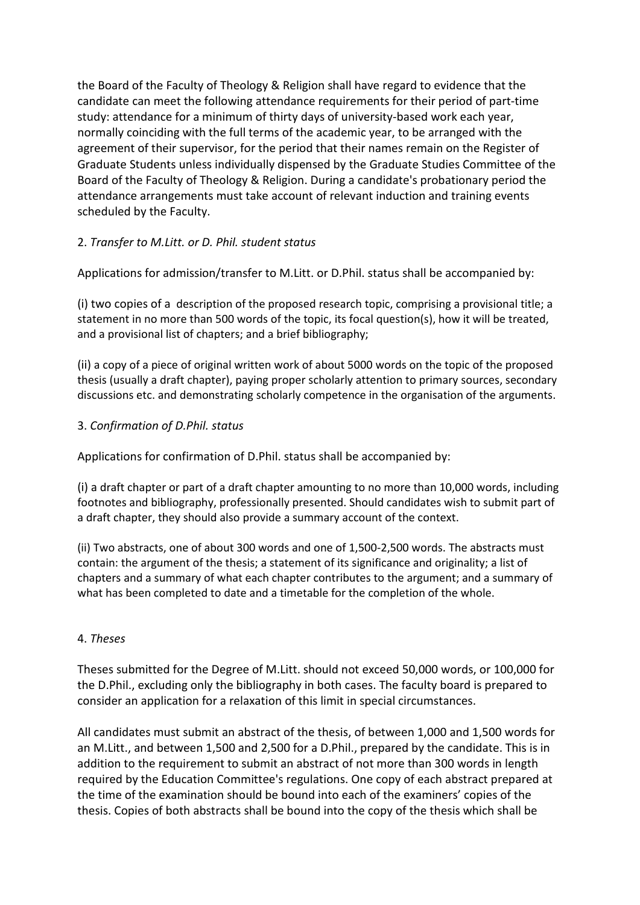the Board of the Faculty of Theology & Religion shall have regard to evidence that the candidate can meet the following attendance requirements for their period of part-time study: attendance for a minimum of thirty days of university-based work each year, normally coinciding with the full terms of the academic year, to be arranged with the agreement of their supervisor, for the period that their names remain on the Register of Graduate Students unless individually dispensed by the Graduate Studies Committee of the Board of the Faculty of Theology & Religion. During a candidate's probationary period the attendance arrangements must take account of relevant induction and training events scheduled by the Faculty.

2. *Transfer to M.Litt. or D. Phil. student status*

Applications for admission/transfer to M.Litt. or D.Phil. status shall be accompanied by:

(i) two copies of a description of the proposed research topic, comprising a provisional title; a statement in no more than 500 words of the topic, its focal question(s), how it will be treated, and a provisional list of chapters; and a brief bibliography;

(ii) a copy of a piece of original written work of about 5000 words on the topic of the proposed thesis (usually a draft chapter), paying proper scholarly attention to primary sources, secondary discussions etc. and demonstrating scholarly competence in the organisation of the arguments.

3. *Confirmation of D.Phil. status*

Applications for confirmation of D.Phil. status shall be accompanied by:

(i) a draft chapter or part of a draft chapter amounting to no more than 10,000 words, including footnotes and bibliography, professionally presented. Should candidates wish to submit part of a draft chapter, they should also provide a summary account of the context.

(ii) Two abstracts, one of about 300 words and one of 1,500-2,500 words. The abstracts must contain: the argument of the thesis; a statement of its significance and originality; a list of chapters and a summary of what each chapter contributes to the argument; and a summary of what has been completed to date and a timetable for the completion of the whole.

4. *Theses*

Theses submitted for the Degree of M.Litt. should not exceed 50,000 words, or 100,000 for the D.Phil., excluding only the bibliography in both cases. The faculty board is prepared to consider an application for a relaxation of this limit in special circumstances.

All candidates must submit an abstract of the thesis, of between 1,000 and 1,500 words for an M.Litt., and between 1,500 and 2,500 for a D.Phil., prepared by the candidate. This is in addition to the requirement to submit an abstract of not more than 300 words in length required by the Education Committee's regulations. One copy of each abstract prepared at the time of the examination should be bound into each of the examiners' copies of the thesis. Copies of both abstracts shall be bound into the copy of the thesis which shall be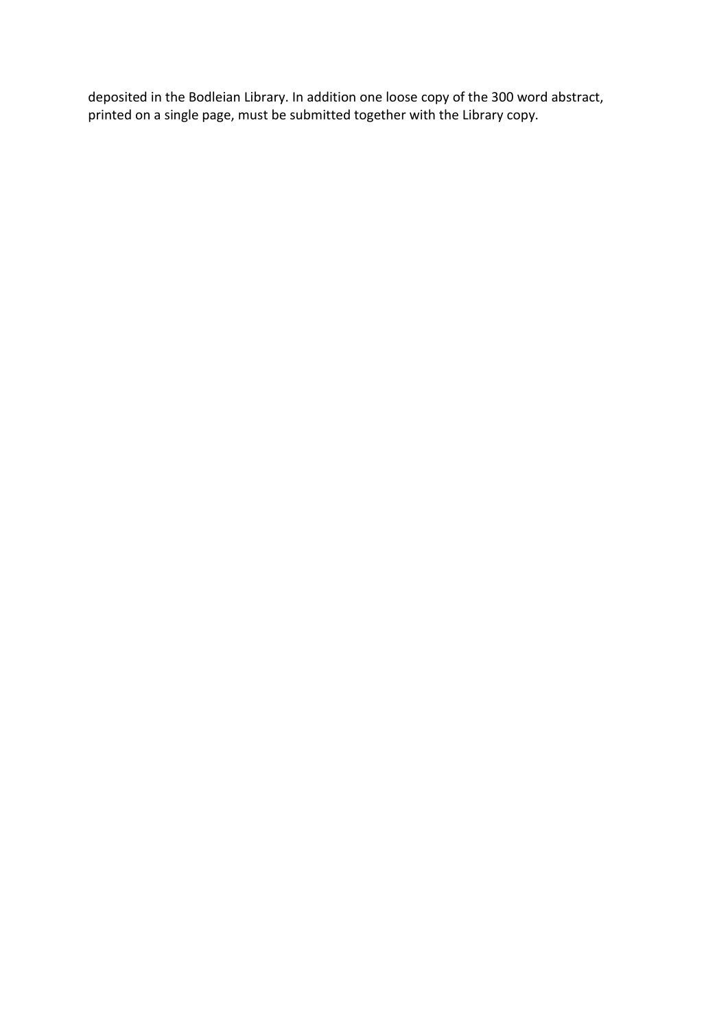deposited in the Bodleian Library. In addition one loose copy of the 300 word abstract, printed on a single page, must be submitted together with the Library copy.